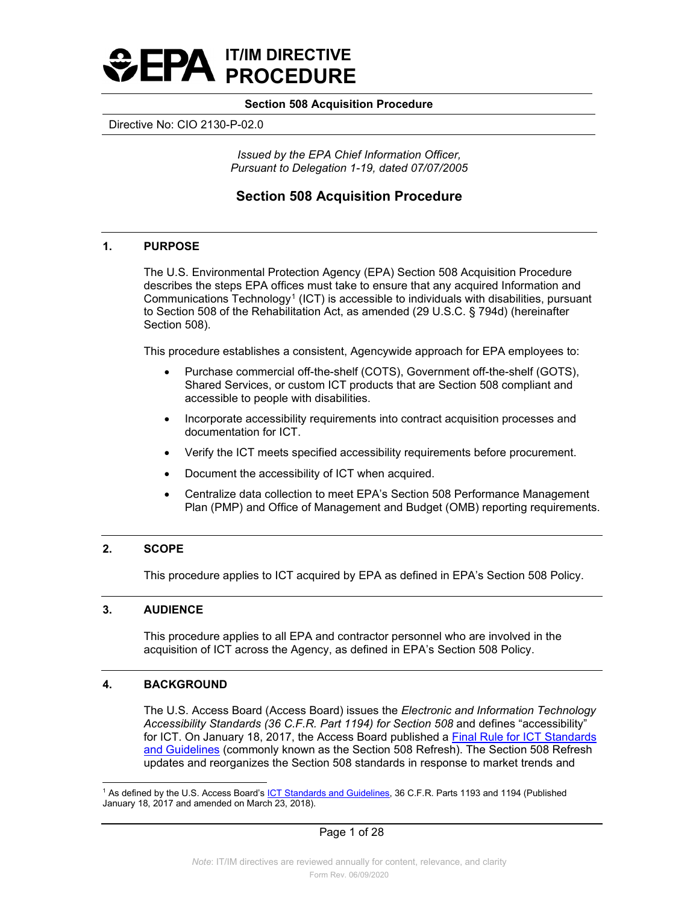# IT/IM DIRECTIVE PROCEDURE

**Section 508 Acquisition Procedure**

Directive No: CIO 2130-P-02.0

*Issued by the EPA Chief Information Officer,*
*Pursuant to Delegation 1-19, dated 07/07/2005*

## Section 508 Acquisition Procedure

### 1. PURPOSE

The U.S. Environmental Protection Agency (EPA) Section 508 Acquisition Procedure describes the steps EPA offices must take to ensure that any acquired Information and Communications Technology[1] (ICT) is accessible to individuals with disabilities, pursuant to Section 508 of the Rehabilitation Act, as amended (29 U.S.C. § 794d) (hereinafter Section 508).

This procedure establishes a consistent, Agencywide approach for EPA employees to:

- Purchase commercial off-the-shelf (COTS), Government off-the-shelf (GOTS), Shared Services, or custom ICT products that are Section 508 compliant and accessible to people with disabilities.
- Incorporate accessibility requirements into contract acquisition processes and documentation for ICT.
- Verify the ICT meets specified accessibility requirements before procurement.
- Document the accessibility of ICT when acquired.
- Centralize data collection to meet EPA's Section 508 Performance Management Plan (PMP) and Office of Management and Budget (OMB) reporting requirements.

### 2. SCOPE

This procedure applies to ICT acquired by EPA as defined in EPA's Section 508 Policy.

### 3. AUDIENCE

This procedure applies to all EPA and contractor personnel who are involved in the acquisition of ICT across the Agency, as defined in EPA's Section 508 Policy.

### 4. BACKGROUND

The U.S. Access Board (Access Board) issues the *Electronic and Information Technology Accessibility Standards (36 C.F.R. Part 1194) for Section 508* and defines "accessibility" for ICT. On January 18, 2017, the Access Board published a Final Rule for ICT Standards and Guidelines (commonly known as the Section 508 Refresh). The Section 508 Refresh updates and reorganizes the Section 508 standards in response to market trends and

[1] As defined by the U.S. Access Board's ICT Standards and Guidelines, 36 C.F.R. Parts 1193 and 1194 (Published January 18, 2017 and amended on March 23, 2018).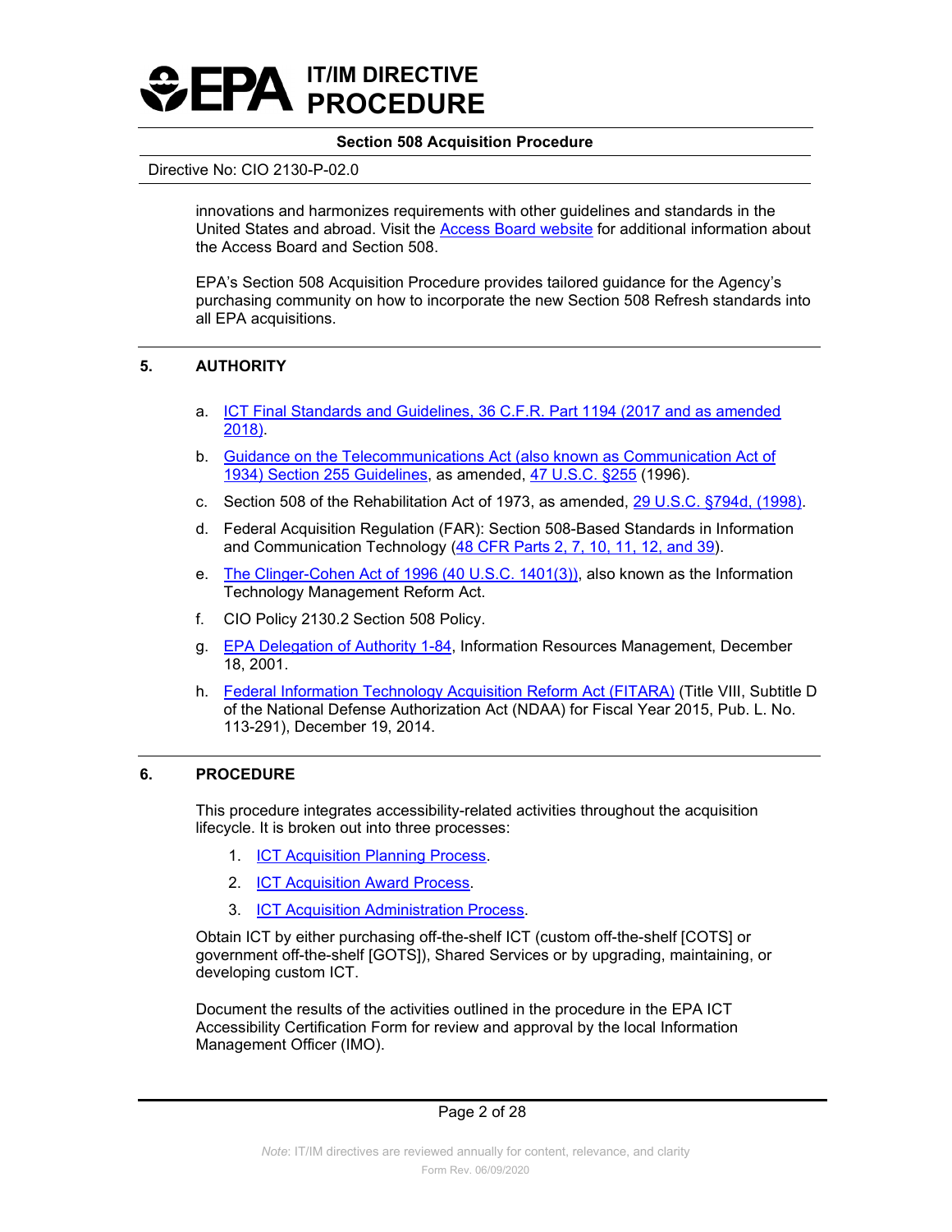innovations and harmonizes requirements with other guidelines and standards in the United States and abroad. Visit the [Access Board website](#) for additional information about the Access Board and Section 508.

EPA's Section 508 Acquisition Procedure provides tailored guidance for the Agency's purchasing community on how to incorporate the new Section 508 Refresh standards into all EPA acquisitions.

## 5. AUTHORITY

a. ICT Final Standards and Guidelines, 36 C.F.R. Part 1194 (2017 and as amended 2018).

b. Guidance on the Telecommunications Act (also known as Communication Act of 1934) Section 255 Guidelines, as amended, 47 U.S.C. §255 (1996).

c. Section 508 of the Rehabilitation Act of 1973, as amended, 29 U.S.C. §794d, (1998).

d. Federal Acquisition Regulation (FAR): Section 508-Based Standards in Information and Communication Technology (48 CFR Parts 2, 7, 10, 11, 12, and 39).

e. The Clinger-Cohen Act of 1996 (40 U.S.C. 1401(3)), also known as the Information Technology Management Reform Act.

f. CIO Policy 2130.2 Section 508 Policy.

g. EPA Delegation of Authority 1-84, Information Resources Management, December 18, 2001.

h. Federal Information Technology Acquisition Reform Act (FITARA) (Title VIII, Subtitle D of the National Defense Authorization Act (NDAA) for Fiscal Year 2015, Pub. L. No. 113-291), December 19, 2014.

## 6. PROCEDURE

This procedure integrates accessibility-related activities throughout the acquisition lifecycle. It is broken out into three processes:

1. ICT Acquisition Planning Process.
2. ICT Acquisition Award Process.
3. ICT Acquisition Administration Process.

Obtain ICT by either purchasing off-the-shelf ICT (custom off-the-shelf [COTS] or government off-the-shelf [GOTS]), Shared Services or by upgrading, maintaining, or developing custom ICT.

Document the results of the activities outlined in the procedure in the EPA ICT Accessibility Certification Form for review and approval by the local Information Management Officer (IMO).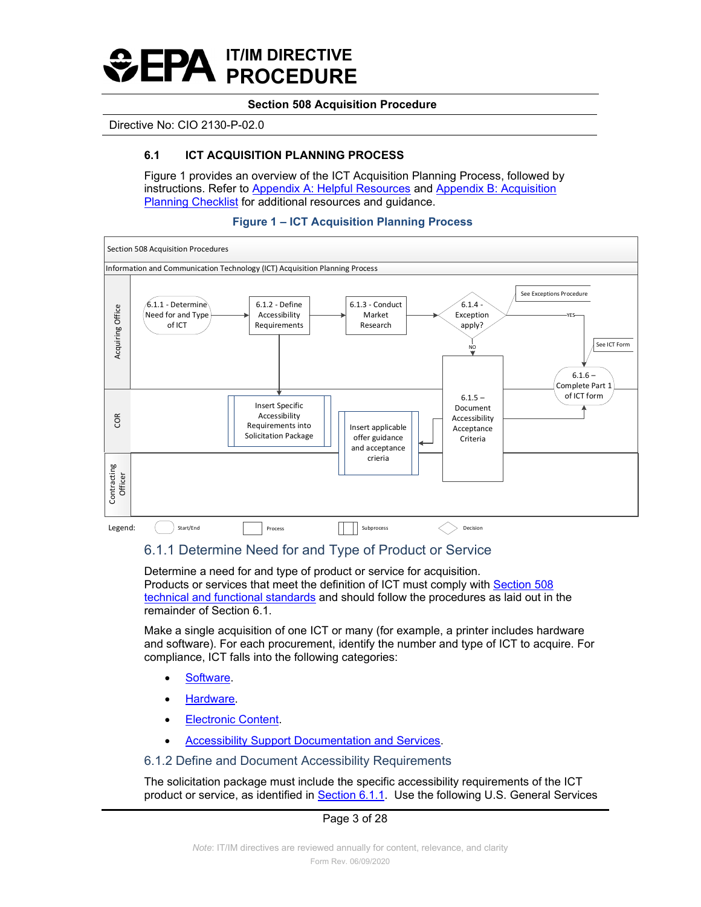### 6.1 ICT ACQUISITION PLANNING PROCESS

Figure 1 provides an overview of the ICT Acquisition Planning Process, followed by instructions. Refer to Appendix A: Helpful Resources and Appendix B: Acquisition Planning Checklist for additional resources and guidance.

**Figure 1 – ICT Acquisition Planning Process**

## 6.1.1 Determine Need for and Type of Product or Service

Determine a need for and type of product or service for acquisition. Products or services that meet the definition of ICT must comply with Section 508 technical and functional standards and should follow the procedures as laid out in the remainder of Section 6.1.

Make a single acquisition of one ICT or many (for example, a printer includes hardware and software). For each procurement, identify the number and type of ICT to acquire. For compliance, ICT falls into the following categories:

- Software.
- Hardware.
- Electronic Content.
- Accessibility Support Documentation and Services.

## 6.1.2 Define and Document Accessibility Requirements

The solicitation package must include the specific accessibility requirements of the ICT product or service, as identified in Section 6.1.1. Use the following U.S. General Services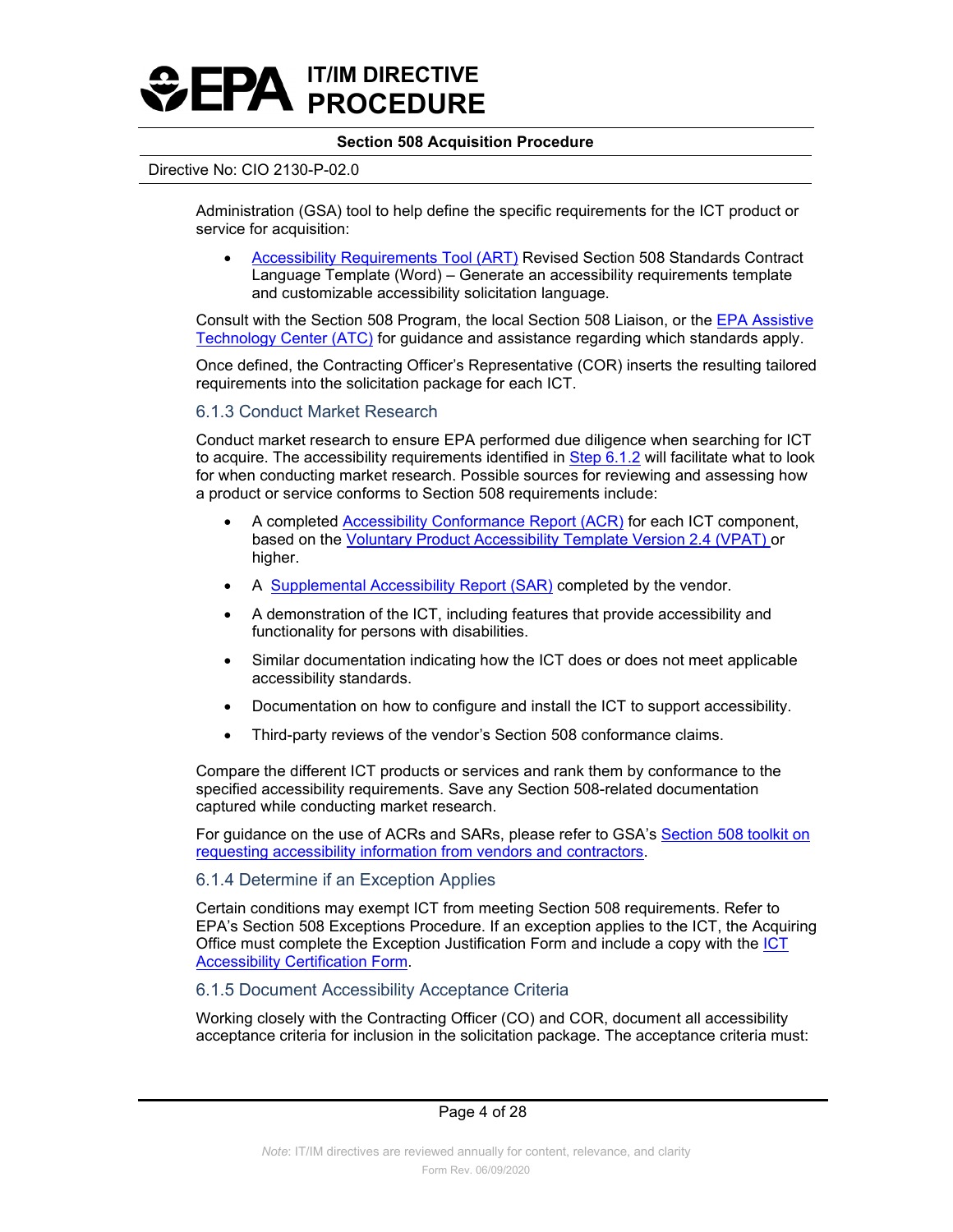Administration (GSA) tool to help define the specific requirements for the ICT product or service for acquisition:

- Accessibility Requirements Tool (ART) Revised Section 508 Standards Contract Language Template (Word) – Generate an accessibility requirements template and customizable accessibility solicitation language.

Consult with the Section 508 Program, the local Section 508 Liaison, or the EPA Assistive Technology Center (ATC) for guidance and assistance regarding which standards apply.

Once defined, the Contracting Officer's Representative (COR) inserts the resulting tailored requirements into the solicitation package for each ICT.

### 6.1.3 Conduct Market Research

Conduct market research to ensure EPA performed due diligence when searching for ICT to acquire. The accessibility requirements identified in Step 6.1.2 will facilitate what to look for when conducting market research. Possible sources for reviewing and assessing how a product or service conforms to Section 508 requirements include:

- A completed Accessibility Conformance Report (ACR) for each ICT component, based on the Voluntary Product Accessibility Template Version 2.4 (VPAT) or higher.
- A Supplemental Accessibility Report (SAR) completed by the vendor.
- A demonstration of the ICT, including features that provide accessibility and functionality for persons with disabilities.
- Similar documentation indicating how the ICT does or does not meet applicable accessibility standards.
- Documentation on how to configure and install the ICT to support accessibility.
- Third-party reviews of the vendor's Section 508 conformance claims.

Compare the different ICT products or services and rank them by conformance to the specified accessibility requirements. Save any Section 508-related documentation captured while conducting market research.

For guidance on the use of ACRs and SARs, please refer to GSA's Section 508 toolkit on requesting accessibility information from vendors and contractors.

### 6.1.4 Determine if an Exception Applies

Certain conditions may exempt ICT from meeting Section 508 requirements. Refer to EPA's Section 508 Exceptions Procedure. If an exception applies to the ICT, the Acquiring Office must complete the Exception Justification Form and include a copy with the ICT Accessibility Certification Form.

### 6.1.5 Document Accessibility Acceptance Criteria

Working closely with the Contracting Officer (CO) and COR, document all accessibility acceptance criteria for inclusion in the solicitation package. The acceptance criteria must: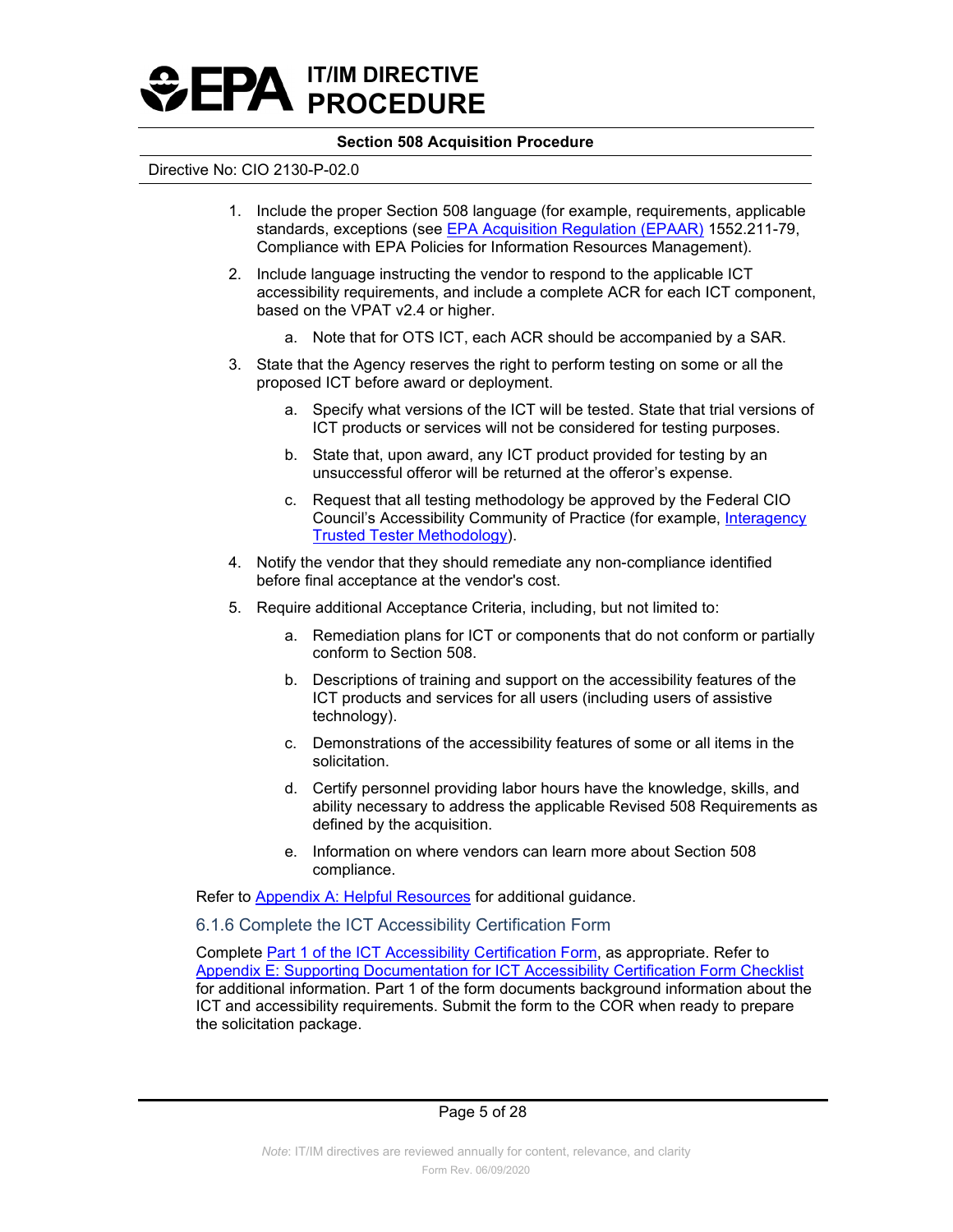1. Include the proper Section 508 language (for example, requirements, applicable standards, exceptions (see EPA Acquisition Regulation (EPAAR) 1552.211-79, Compliance with EPA Policies for Information Resources Management).
2. Include language instructing the vendor to respond to the applicable ICT accessibility requirements, and include a complete ACR for each ICT component, based on the VPAT v2.4 or higher.
    a. Note that for OTS ICT, each ACR should be accompanied by a SAR.
3. State that the Agency reserves the right to perform testing on some or all the proposed ICT before award or deployment.
    a. Specify what versions of the ICT will be tested. State that trial versions of ICT products or services will not be considered for testing purposes.
    b. State that, upon award, any ICT product provided for testing by an unsuccessful offeror will be returned at the offeror's expense.
    c. Request that all testing methodology be approved by the Federal CIO Council's Accessibility Community of Practice (for example, Interagency Trusted Tester Methodology).
4. Notify the vendor that they should remediate any non-compliance identified before final acceptance at the vendor's cost.
5. Require additional Acceptance Criteria, including, but not limited to:
    a. Remediation plans for ICT or components that do not conform or partially conform to Section 508.
    b. Descriptions of training and support on the accessibility features of the ICT products and services for all users (including users of assistive technology).
    c. Demonstrations of the accessibility features of some or all items in the solicitation.
    d. Certify personnel providing labor hours have the knowledge, skills, and ability necessary to address the applicable Revised 508 Requirements as defined by the acquisition.
    e. Information on where vendors can learn more about Section 508 compliance.

Refer to Appendix A: Helpful Resources for additional guidance.

### 6.1.6 Complete the ICT Accessibility Certification Form

Complete Part 1 of the ICT Accessibility Certification Form, as appropriate. Refer to Appendix E: Supporting Documentation for ICT Accessibility Certification Form Checklist for additional information. Part 1 of the form documents background information about the ICT and accessibility requirements. Submit the form to the COR when ready to prepare the solicitation package.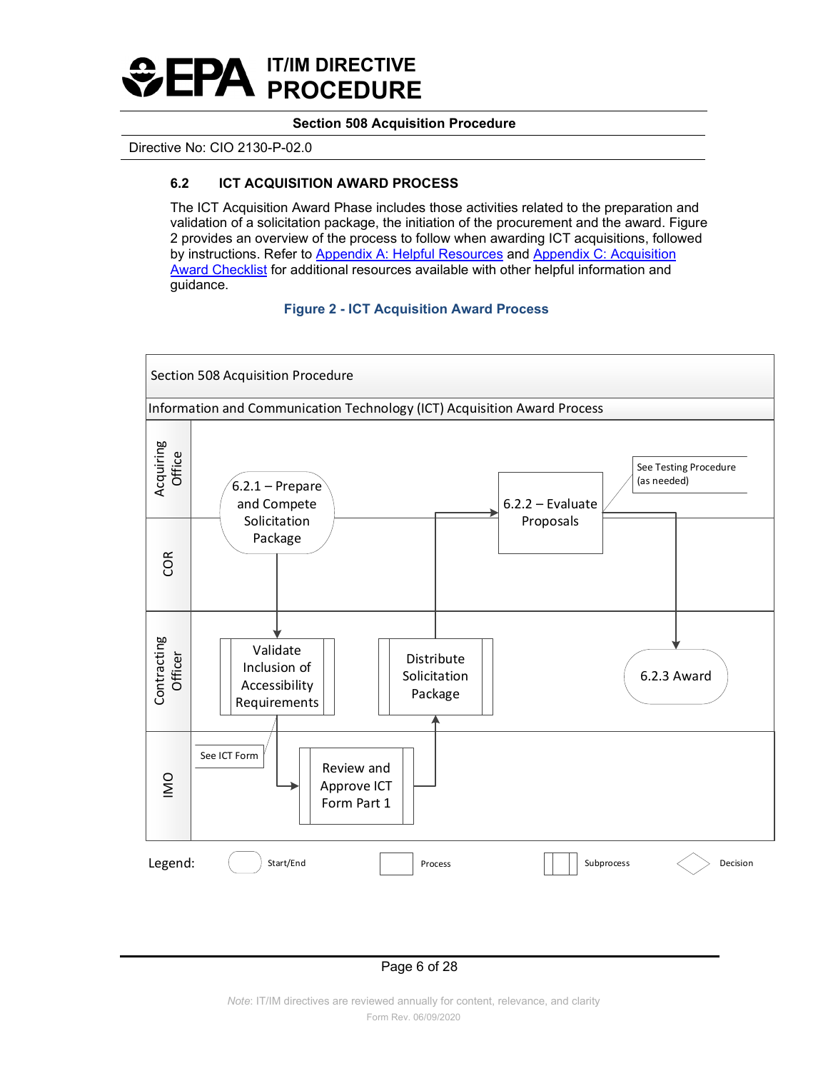### 6.2 ICT ACQUISITION AWARD PROCESS

The ICT Acquisition Award Phase includes those activities related to the preparation and validation of a solicitation package, the initiation of the procurement and the award. Figure 2 provides an overview of the process to follow when awarding ICT acquisitions, followed by instructions. Refer to Appendix A: Helpful Resources and Appendix C: Acquisition Award Checklist for additional resources available with other helpful information and guidance.

**Figure 2 - ICT Acquisition Award Process**

Section 508 Acquisition Procedure

Information and Communication Technology (ICT) Acquisition Award Process

- Acquiring Office / COR: 6.2.1 – Prepare and Compete Solicitation Package
- Contracting Officer: Validate Inclusion of Accessibility Requirements (See ICT Form)
- IMO: Review and Approve ICT Form Part 1
- Contracting Officer: Distribute Solicitation Package
- Acquiring Office: 6.2.2 – Evaluate Proposals (See Testing Procedure (as needed))
- Contracting Officer: 6.2.3 Award

Legend: Start/End, Process, Subprocess, Decision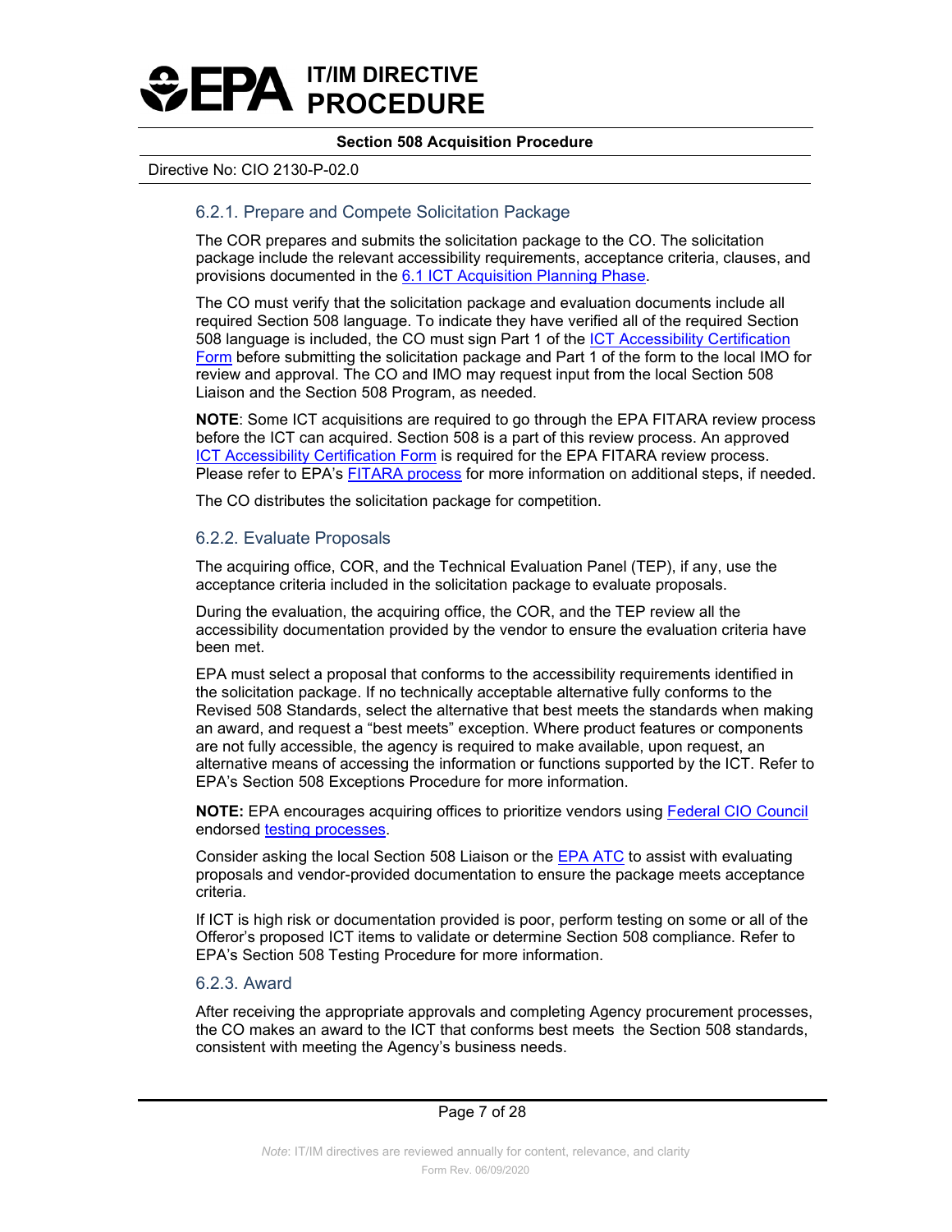### 6.2.1. Prepare and Compete Solicitation Package

The COR prepares and submits the solicitation package to the CO. The solicitation package include the relevant accessibility requirements, acceptance criteria, clauses, and provisions documented in the [6.1 ICT Acquisition Planning Phase](#).

The CO must verify that the solicitation package and evaluation documents include all required Section 508 language. To indicate they have verified all of the required Section 508 language is included, the CO must sign Part 1 of the [ICT Accessibility Certification Form](#) before submitting the solicitation package and Part 1 of the form to the local IMO for review and approval. The CO and IMO may request input from the local Section 508 Liaison and the Section 508 Program, as needed.

**NOTE**: Some ICT acquisitions are required to go through the EPA FITARA review process before the ICT can acquired. Section 508 is a part of this review process. An approved [ICT Accessibility Certification Form](#) is required for the EPA FITARA review process. Please refer to EPA's [FITARA process](#) for more information on additional steps, if needed.

The CO distributes the solicitation package for competition.

### 6.2.2. Evaluate Proposals

The acquiring office, COR, and the Technical Evaluation Panel (TEP), if any, use the acceptance criteria included in the solicitation package to evaluate proposals.

During the evaluation, the acquiring office, the COR, and the TEP review all the accessibility documentation provided by the vendor to ensure the evaluation criteria have been met.

EPA must select a proposal that conforms to the accessibility requirements identified in the solicitation package. If no technically acceptable alternative fully conforms to the Revised 508 Standards, select the alternative that best meets the standards when making an award, and request a "best meets" exception. Where product features or components are not fully accessible, the agency is required to make available, upon request, an alternative means of accessing the information or functions supported by the ICT. Refer to EPA's Section 508 Exceptions Procedure for more information.

**NOTE:** EPA encourages acquiring offices to prioritize vendors using [Federal CIO Council](#) endorsed [testing processes](#).

Consider asking the local Section 508 Liaison or the [EPA ATC](#) to assist with evaluating proposals and vendor-provided documentation to ensure the package meets acceptance criteria.

If ICT is high risk or documentation provided is poor, perform testing on some or all of the Offeror's proposed ICT items to validate or determine Section 508 compliance. Refer to EPA's Section 508 Testing Procedure for more information.

### 6.2.3. Award

After receiving the appropriate approvals and completing Agency procurement processes, the CO makes an award to the ICT that conforms best meets the Section 508 standards, consistent with meeting the Agency's business needs.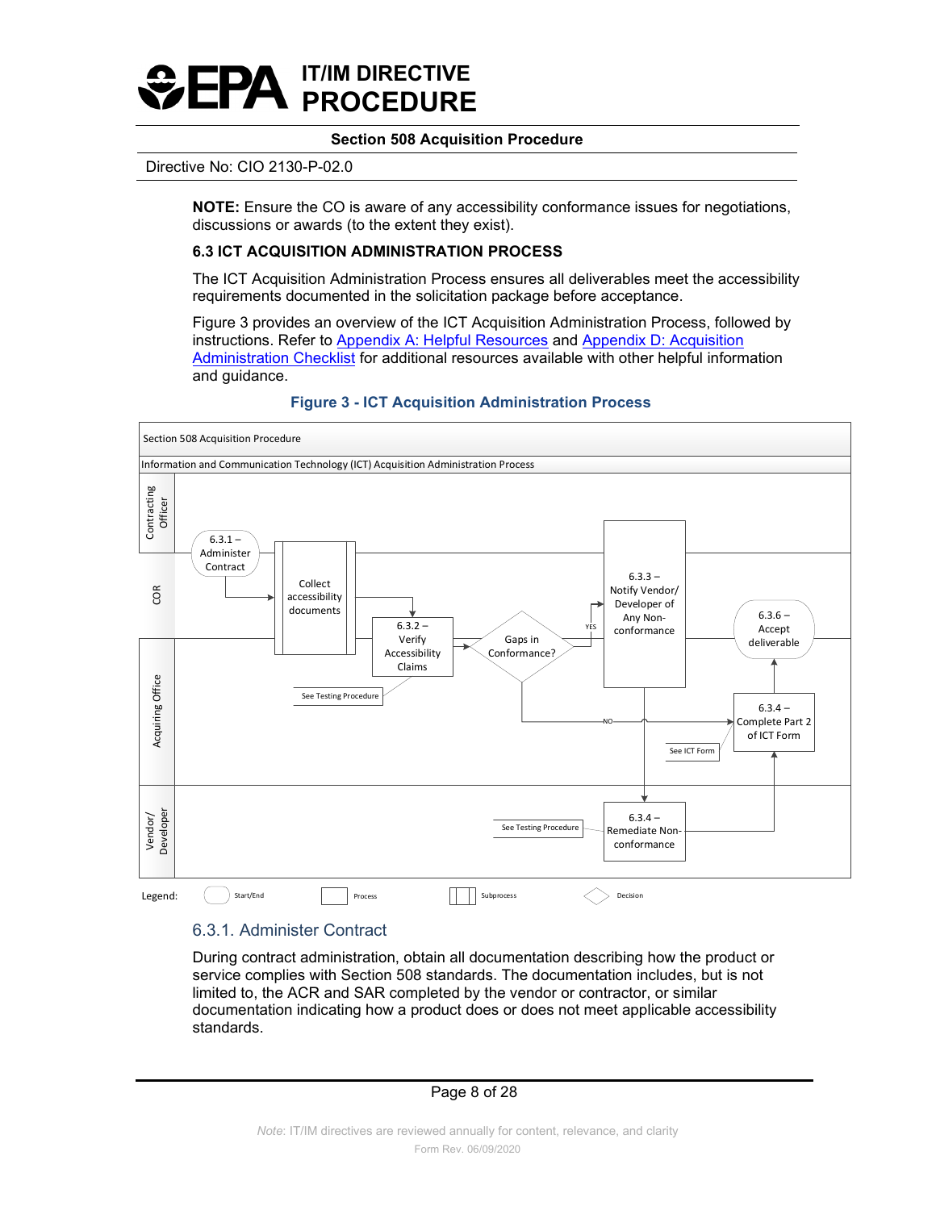**NOTE:** Ensure the CO is aware of any accessibility conformance issues for negotiations, discussions or awards (to the extent they exist).

### 6.3 ICT ACQUISITION ADMINISTRATION PROCESS

The ICT Acquisition Administration Process ensures all deliverables meet the accessibility requirements documented in the solicitation package before acceptance.

Figure 3 provides an overview of the ICT Acquisition Administration Process, followed by instructions. Refer to Appendix A: Helpful Resources and Appendix D: Acquisition Administration Checklist for additional resources available with other helpful information and guidance.

**Figure 3 - ICT Acquisition Administration Process**

Section 508 Acquisition Procedure

Information and Communication Technology (ICT) Acquisition Administration Process

Swimlanes: Contracting Officer; COR; Acquiring Office; Vendor/ Developer

- 6.3.1 – Administer Contract → Collect accessibility documents → 6.3.2 – Verify Accessibility Claims (See Testing Procedure) → Gaps in Conformance?
- YES → 6.3.3 – Notify Vendor/ Developer of Any Non-conformance → 6.3.4 – Remediate Non-conformance (See Testing Procedure) → 6.3.4 – Complete Part 2 of ICT Form
- NO → 6.3.4 – Complete Part 2 of ICT Form (See ICT Form) → 6.3.6 – Accept deliverable

Legend: Start/End; Process; Subprocess; Decision

#### 6.3.1. Administer Contract

During contract administration, obtain all documentation describing how the product or service complies with Section 508 standards. The documentation includes, but is not limited to, the ACR and SAR completed by the vendor or contractor, or similar documentation indicating how a product does or does not meet applicable accessibility standards.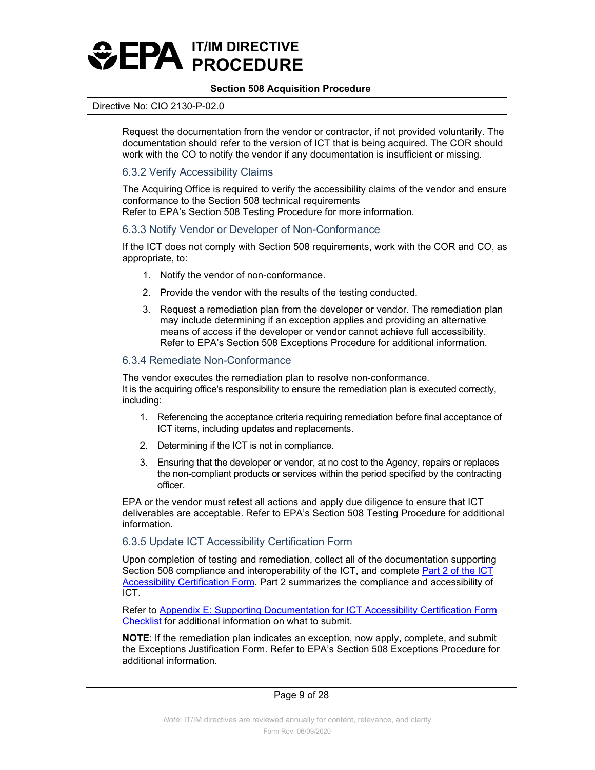Request the documentation from the vendor or contractor, if not provided voluntarily. The documentation should refer to the version of ICT that is being acquired. The COR should work with the CO to notify the vendor if any documentation is insufficient or missing.

### 6.3.2 Verify Accessibility Claims

The Acquiring Office is required to verify the accessibility claims of the vendor and ensure conformance to the Section 508 technical requirements
Refer to EPA's Section 508 Testing Procedure for more information.

### 6.3.3 Notify Vendor or Developer of Non-Conformance

If the ICT does not comply with Section 508 requirements, work with the COR and CO, as appropriate, to:

1. Notify the vendor of non-conformance.
2. Provide the vendor with the results of the testing conducted.
3. Request a remediation plan from the developer or vendor. The remediation plan may include determining if an exception applies and providing an alternative means of access if the developer or vendor cannot achieve full accessibility. Refer to EPA's Section 508 Exceptions Procedure for additional information.

### 6.3.4 Remediate Non-Conformance

The vendor executes the remediation plan to resolve non-conformance.
It is the acquiring office's responsibility to ensure the remediation plan is executed correctly, including:

1. Referencing the acceptance criteria requiring remediation before final acceptance of ICT items, including updates and replacements.
2. Determining if the ICT is not in compliance.
3. Ensuring that the developer or vendor, at no cost to the Agency, repairs or replaces the non-compliant products or services within the period specified by the contracting officer.

EPA or the vendor must retest all actions and apply due diligence to ensure that ICT deliverables are acceptable. Refer to EPA's Section 508 Testing Procedure for additional information.

### 6.3.5 Update ICT Accessibility Certification Form

Upon completion of testing and remediation, collect all of the documentation supporting Section 508 compliance and interoperability of the ICT, and complete Part 2 of the ICT Accessibility Certification Form. Part 2 summarizes the compliance and accessibility of ICT.

Refer to Appendix E: Supporting Documentation for ICT Accessibility Certification Form Checklist for additional information on what to submit.

**NOTE**: If the remediation plan indicates an exception, now apply, complete, and submit the Exceptions Justification Form. Refer to EPA's Section 508 Exceptions Procedure for additional information.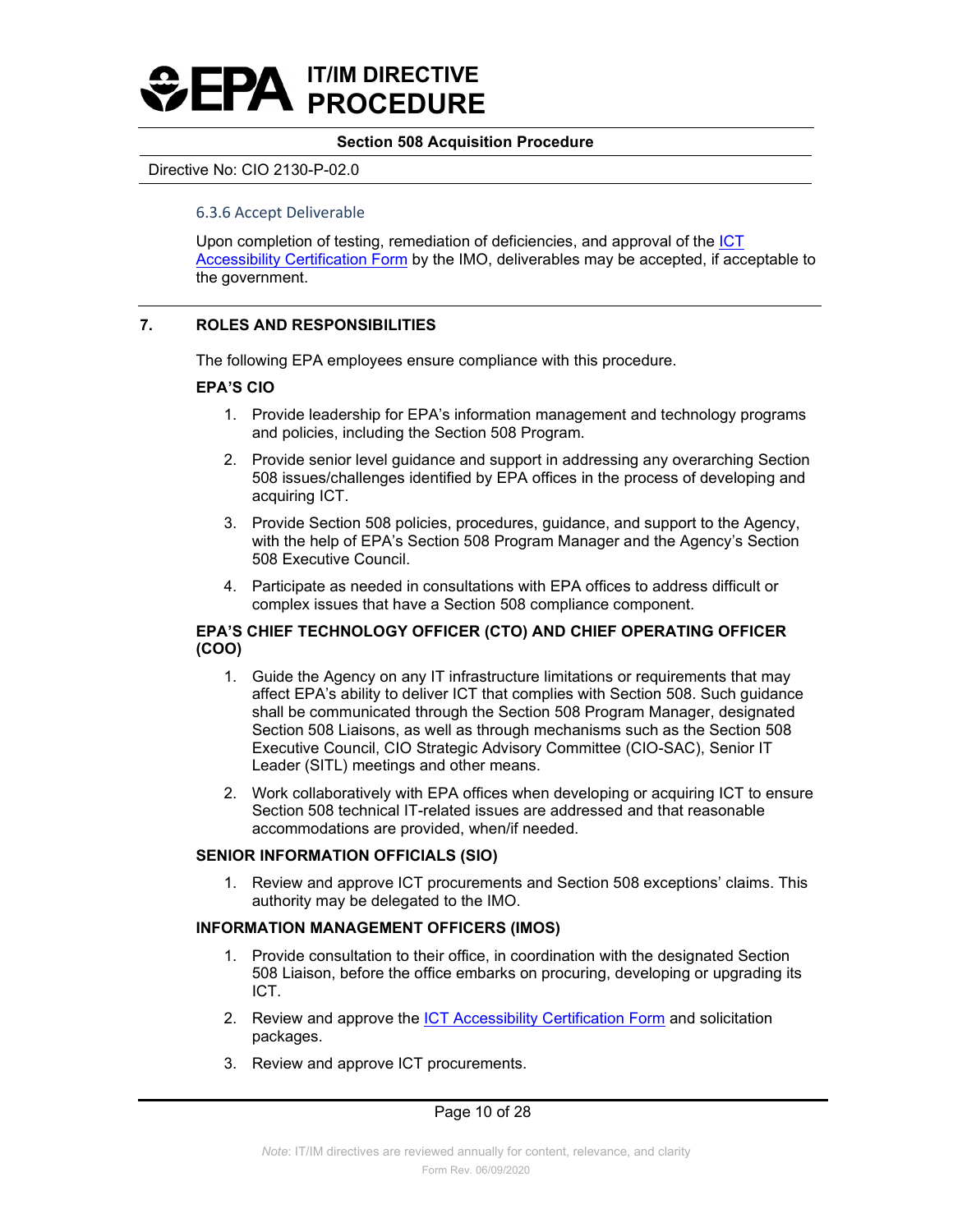#### 6.3.6 Accept Deliverable

Upon completion of testing, remediation of deficiencies, and approval of the ICT Accessibility Certification Form by the IMO, deliverables may be accepted, if acceptable to the government.

## 7. ROLES AND RESPONSIBILITIES

The following EPA employees ensure compliance with this procedure.

**EPA'S CIO**

1. Provide leadership for EPA's information management and technology programs and policies, including the Section 508 Program.
2. Provide senior level guidance and support in addressing any overarching Section 508 issues/challenges identified by EPA offices in the process of developing and acquiring ICT.
3. Provide Section 508 policies, procedures, guidance, and support to the Agency, with the help of EPA's Section 508 Program Manager and the Agency's Section 508 Executive Council.
4. Participate as needed in consultations with EPA offices to address difficult or complex issues that have a Section 508 compliance component.

**EPA'S CHIEF TECHNOLOGY OFFICER (CTO) AND CHIEF OPERATING OFFICER (COO)**

1. Guide the Agency on any IT infrastructure limitations or requirements that may affect EPA's ability to deliver ICT that complies with Section 508. Such guidance shall be communicated through the Section 508 Program Manager, designated Section 508 Liaisons, as well as through mechanisms such as the Section 508 Executive Council, CIO Strategic Advisory Committee (CIO-SAC), Senior IT Leader (SITL) meetings and other means.
2. Work collaboratively with EPA offices when developing or acquiring ICT to ensure Section 508 technical IT-related issues are addressed and that reasonable accommodations are provided, when/if needed.

**SENIOR INFORMATION OFFICIALS (SIO)**

1. Review and approve ICT procurements and Section 508 exceptions' claims. This authority may be delegated to the IMO.

**INFORMATION MANAGEMENT OFFICERS (IMOS)**

1. Provide consultation to their office, in coordination with the designated Section 508 Liaison, before the office embarks on procuring, developing or upgrading its ICT.
2. Review and approve the ICT Accessibility Certification Form and solicitation packages.
3. Review and approve ICT procurements.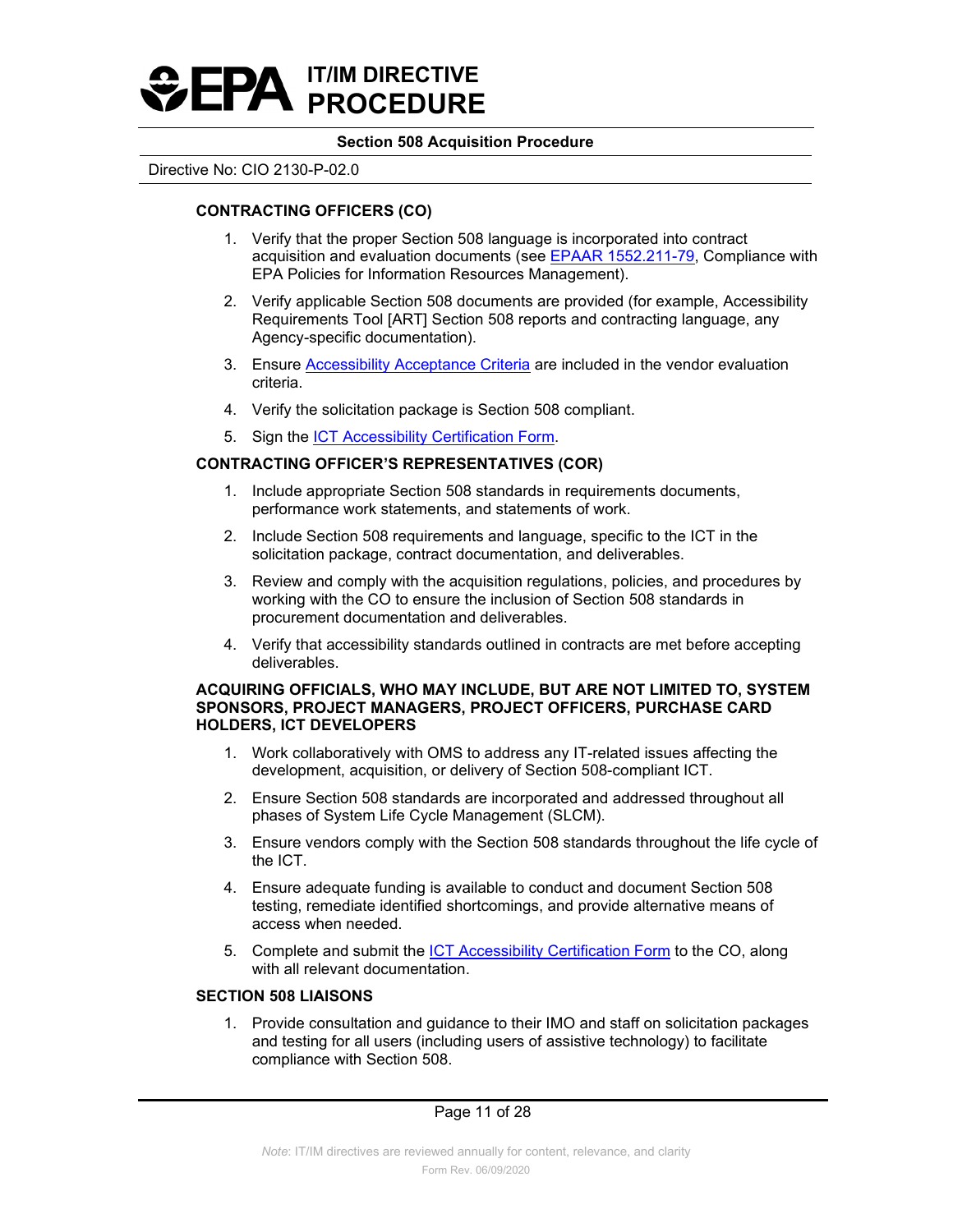#### CONTRACTING OFFICERS (CO)

1. Verify that the proper Section 508 language is incorporated into contract acquisition and evaluation documents (see EPAAR 1552.211-79, Compliance with EPA Policies for Information Resources Management).
2. Verify applicable Section 508 documents are provided (for example, Accessibility Requirements Tool [ART] Section 508 reports and contracting language, any Agency-specific documentation).
3. Ensure Accessibility Acceptance Criteria are included in the vendor evaluation criteria.
4. Verify the solicitation package is Section 508 compliant.
5. Sign the ICT Accessibility Certification Form.

#### CONTRACTING OFFICER'S REPRESENTATIVES (COR)

1. Include appropriate Section 508 standards in requirements documents, performance work statements, and statements of work.
2. Include Section 508 requirements and language, specific to the ICT in the solicitation package, contract documentation, and deliverables.
3. Review and comply with the acquisition regulations, policies, and procedures by working with the CO to ensure the inclusion of Section 508 standards in procurement documentation and deliverables.
4. Verify that accessibility standards outlined in contracts are met before accepting deliverables.

#### ACQUIRING OFFICIALS, WHO MAY INCLUDE, BUT ARE NOT LIMITED TO, SYSTEM SPONSORS, PROJECT MANAGERS, PROJECT OFFICERS, PURCHASE CARD HOLDERS, ICT DEVELOPERS

1. Work collaboratively with OMS to address any IT-related issues affecting the development, acquisition, or delivery of Section 508-compliant ICT.
2. Ensure Section 508 standards are incorporated and addressed throughout all phases of System Life Cycle Management (SLCM).
3. Ensure vendors comply with the Section 508 standards throughout the life cycle of the ICT.
4. Ensure adequate funding is available to conduct and document Section 508 testing, remediate identified shortcomings, and provide alternative means of access when needed.
5. Complete and submit the ICT Accessibility Certification Form to the CO, along with all relevant documentation.

#### SECTION 508 LIAISONS

1. Provide consultation and guidance to their IMO and staff on solicitation packages and testing for all users (including users of assistive technology) to facilitate compliance with Section 508.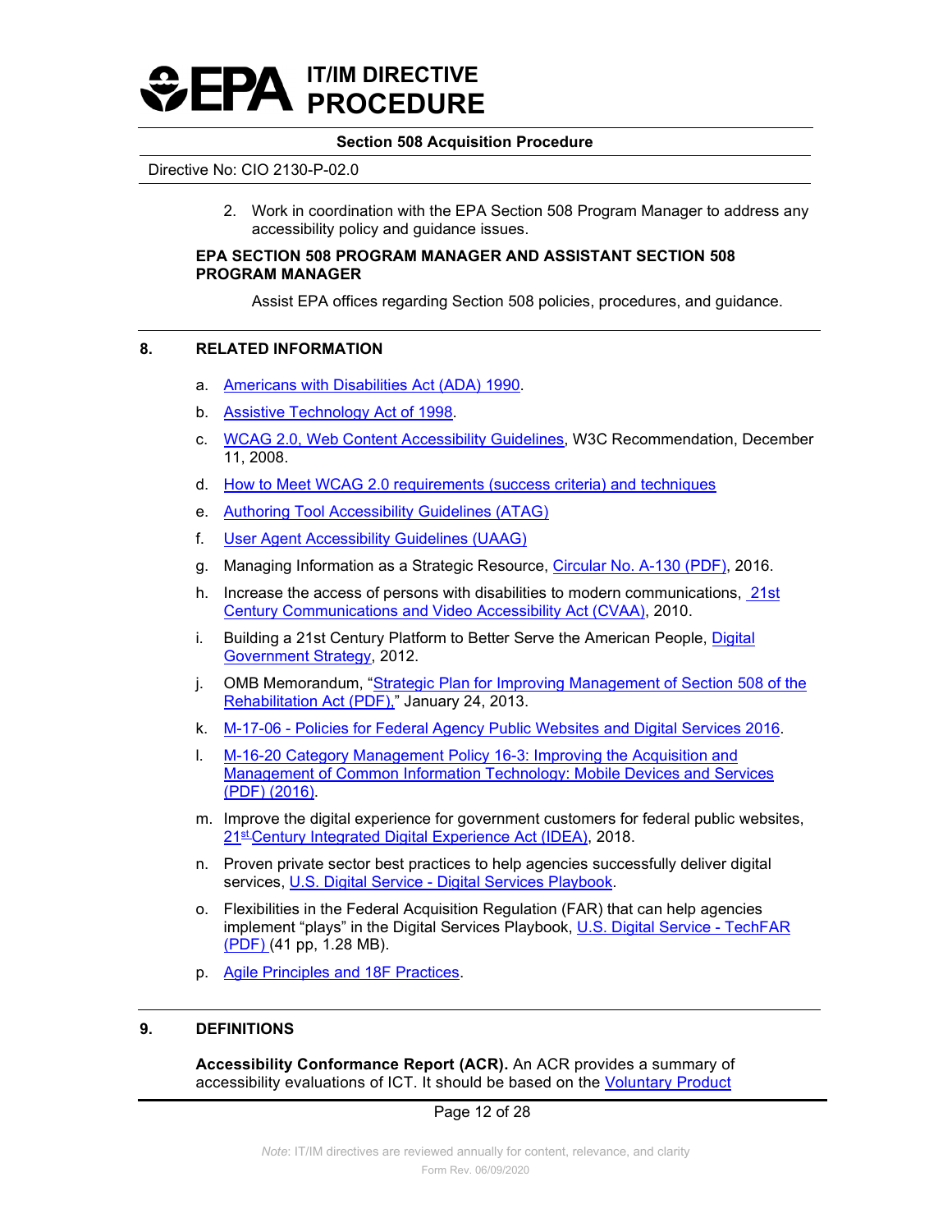2. Work in coordination with the EPA Section 508 Program Manager to address any accessibility policy and guidance issues.

**EPA SECTION 508 PROGRAM MANAGER AND ASSISTANT SECTION 508 PROGRAM MANAGER**

Assist EPA offices regarding Section 508 policies, procedures, and guidance.

## 8. RELATED INFORMATION

a. Americans with Disabilities Act (ADA) 1990.

b. Assistive Technology Act of 1998.

c. WCAG 2.0, Web Content Accessibility Guidelines, W3C Recommendation, December 11, 2008.

d. How to Meet WCAG 2.0 requirements (success criteria) and techniques

e. Authoring Tool Accessibility Guidelines (ATAG)

f. User Agent Accessibility Guidelines (UAAG)

g. Managing Information as a Strategic Resource, Circular No. A-130 (PDF), 2016.

h. Increase the access of persons with disabilities to modern communications, 21st Century Communications and Video Accessibility Act (CVAA), 2010.

i. Building a 21st Century Platform to Better Serve the American People, Digital Government Strategy, 2012.

j. OMB Memorandum, "Strategic Plan for Improving Management of Section 508 of the Rehabilitation Act (PDF)," January 24, 2013.

k. M-17-06 - Policies for Federal Agency Public Websites and Digital Services 2016.

l. M-16-20 Category Management Policy 16-3: Improving the Acquisition and Management of Common Information Technology: Mobile Devices and Services (PDF) (2016).

m. Improve the digital experience for government customers for federal public websites, 21st Century Integrated Digital Experience Act (IDEA), 2018.

n. Proven private sector best practices to help agencies successfully deliver digital services, U.S. Digital Service - Digital Services Playbook.

o. Flexibilities in the Federal Acquisition Regulation (FAR) that can help agencies implement "plays" in the Digital Services Playbook, U.S. Digital Service - TechFAR (PDF) (41 pp, 1.28 MB).

p. Agile Principles and 18F Practices.

## 9. DEFINITIONS

**Accessibility Conformance Report (ACR).** An ACR provides a summary of accessibility evaluations of ICT. It should be based on the Voluntary Product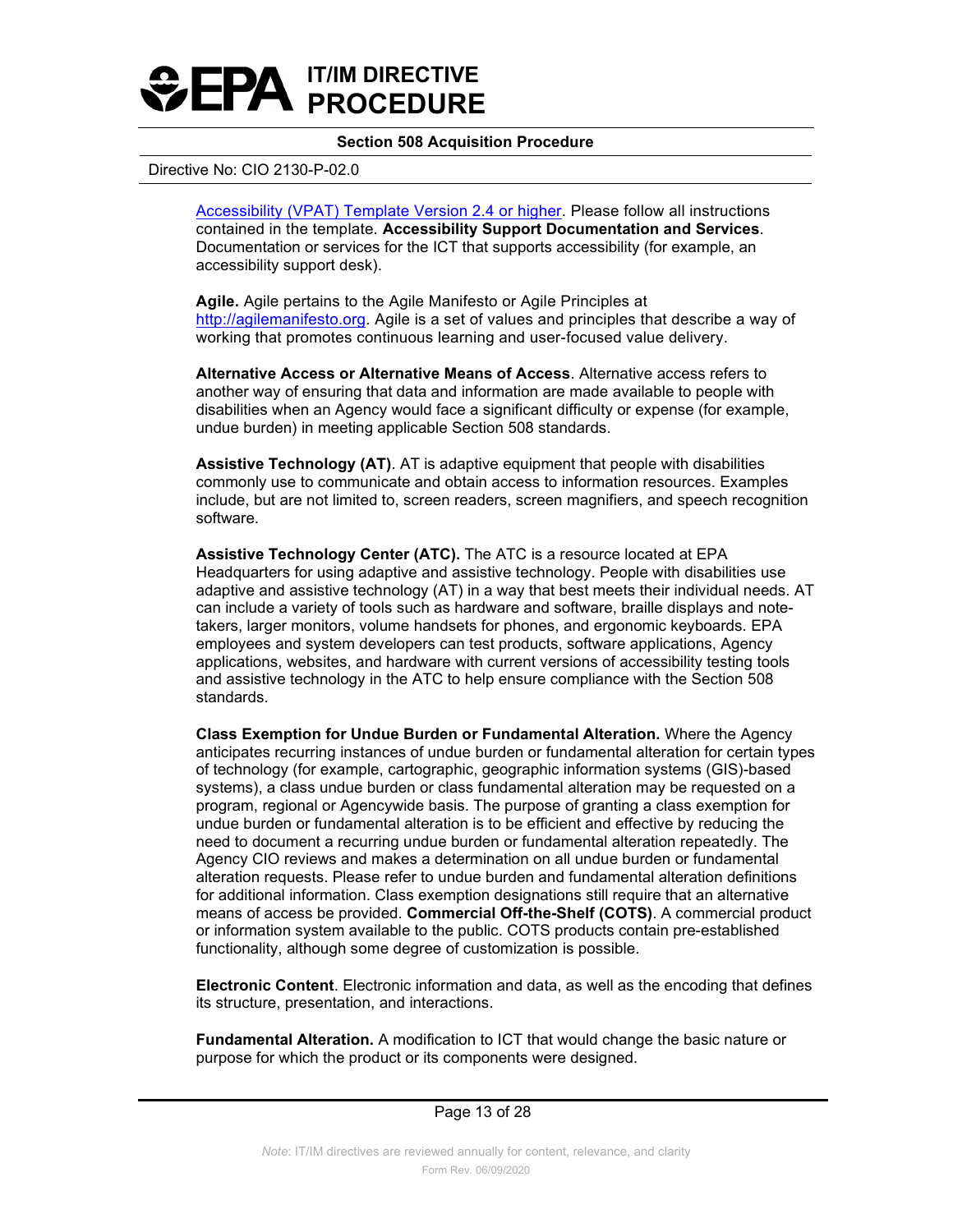[Accessibility (VPAT) Template Version 2.4 or higher](). Please follow all instructions contained in the template. **Accessibility Support Documentation and Services**. Documentation or services for the ICT that supports accessibility (for example, an accessibility support desk).

**Agile.** Agile pertains to the Agile Manifesto or Agile Principles at http://agilemanifesto.org. Agile is a set of values and principles that describe a way of working that promotes continuous learning and user-focused value delivery.

**Alternative Access or Alternative Means of Access**. Alternative access refers to another way of ensuring that data and information are made available to people with disabilities when an Agency would face a significant difficulty or expense (for example, undue burden) in meeting applicable Section 508 standards.

**Assistive Technology (AT)**. AT is adaptive equipment that people with disabilities commonly use to communicate and obtain access to information resources. Examples include, but are not limited to, screen readers, screen magnifiers, and speech recognition software.

**Assistive Technology Center (ATC).** The ATC is a resource located at EPA Headquarters for using adaptive and assistive technology. People with disabilities use adaptive and assistive technology (AT) in a way that best meets their individual needs. AT can include a variety of tools such as hardware and software, braille displays and note-takers, larger monitors, volume handsets for phones, and ergonomic keyboards. EPA employees and system developers can test products, software applications, Agency applications, websites, and hardware with current versions of accessibility testing tools and assistive technology in the ATC to help ensure compliance with the Section 508 standards.

**Class Exemption for Undue Burden or Fundamental Alteration.** Where the Agency anticipates recurring instances of undue burden or fundamental alteration for certain types of technology (for example, cartographic, geographic information systems (GIS)-based systems), a class undue burden or class fundamental alteration may be requested on a program, regional or Agencywide basis. The purpose of granting a class exemption for undue burden or fundamental alteration is to be efficient and effective by reducing the need to document a recurring undue burden or fundamental alteration repeatedly. The Agency CIO reviews and makes a determination on all undue burden or fundamental alteration requests. Please refer to undue burden and fundamental alteration definitions for additional information. Class exemption designations still require that an alternative means of access be provided. **Commercial Off-the-Shelf (COTS)**. A commercial product or information system available to the public. COTS products contain pre-established functionality, although some degree of customization is possible.

**Electronic Content**. Electronic information and data, as well as the encoding that defines its structure, presentation, and interactions.

**Fundamental Alteration.** A modification to ICT that would change the basic nature or purpose for which the product or its components were designed.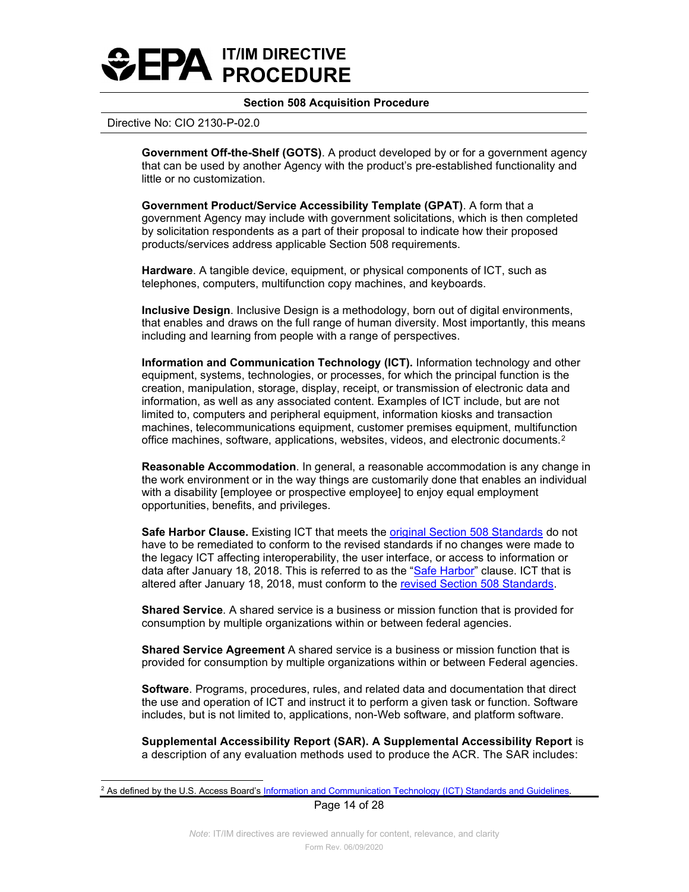**Government Off-the-Shelf (GOTS)**. A product developed by or for a government agency that can be used by another Agency with the product's pre-established functionality and little or no customization.

**Government Product/Service Accessibility Template (GPAT)**. A form that a government Agency may include with government solicitations, which is then completed by solicitation respondents as a part of their proposal to indicate how their proposed products/services address applicable Section 508 requirements.

**Hardware**. A tangible device, equipment, or physical components of ICT, such as telephones, computers, multifunction copy machines, and keyboards.

**Inclusive Design**. Inclusive Design is a methodology, born out of digital environments, that enables and draws on the full range of human diversity. Most importantly, this means including and learning from people with a range of perspectives.

**Information and Communication Technology (ICT).** Information technology and other equipment, systems, technologies, or processes, for which the principal function is the creation, manipulation, storage, display, receipt, or transmission of electronic data and information, as well as any associated content. Examples of ICT include, but are not limited to, computers and peripheral equipment, information kiosks and transaction machines, telecommunications equipment, customer premises equipment, multifunction office machines, software, applications, websites, videos, and electronic documents.[2]

**Reasonable Accommodation**. In general, a reasonable accommodation is any change in the work environment or in the way things are customarily done that enables an individual with a disability [employee or prospective employee] to enjoy equal employment opportunities, benefits, and privileges.

**Safe Harbor Clause.** Existing ICT that meets the original Section 508 Standards do not have to be remediated to conform to the revised standards if no changes were made to the legacy ICT affecting interoperability, the user interface, or access to information or data after January 18, 2018. This is referred to as the "Safe Harbor" clause. ICT that is altered after January 18, 2018, must conform to the revised Section 508 Standards.

**Shared Service**. A shared service is a business or mission function that is provided for consumption by multiple organizations within or between federal agencies.

**Shared Service Agreement** A shared service is a business or mission function that is provided for consumption by multiple organizations within or between Federal agencies.

**Software**. Programs, procedures, rules, and related data and documentation that direct the use and operation of ICT and instruct it to perform a given task or function. Software includes, but is not limited to, applications, non-Web software, and platform software.

**Supplemental Accessibility Report (SAR). A Supplemental Accessibility Report** is a description of any evaluation methods used to produce the ACR. The SAR includes:

[2] As defined by the U.S. Access Board's Information and Communication Technology (ICT) Standards and Guidelines.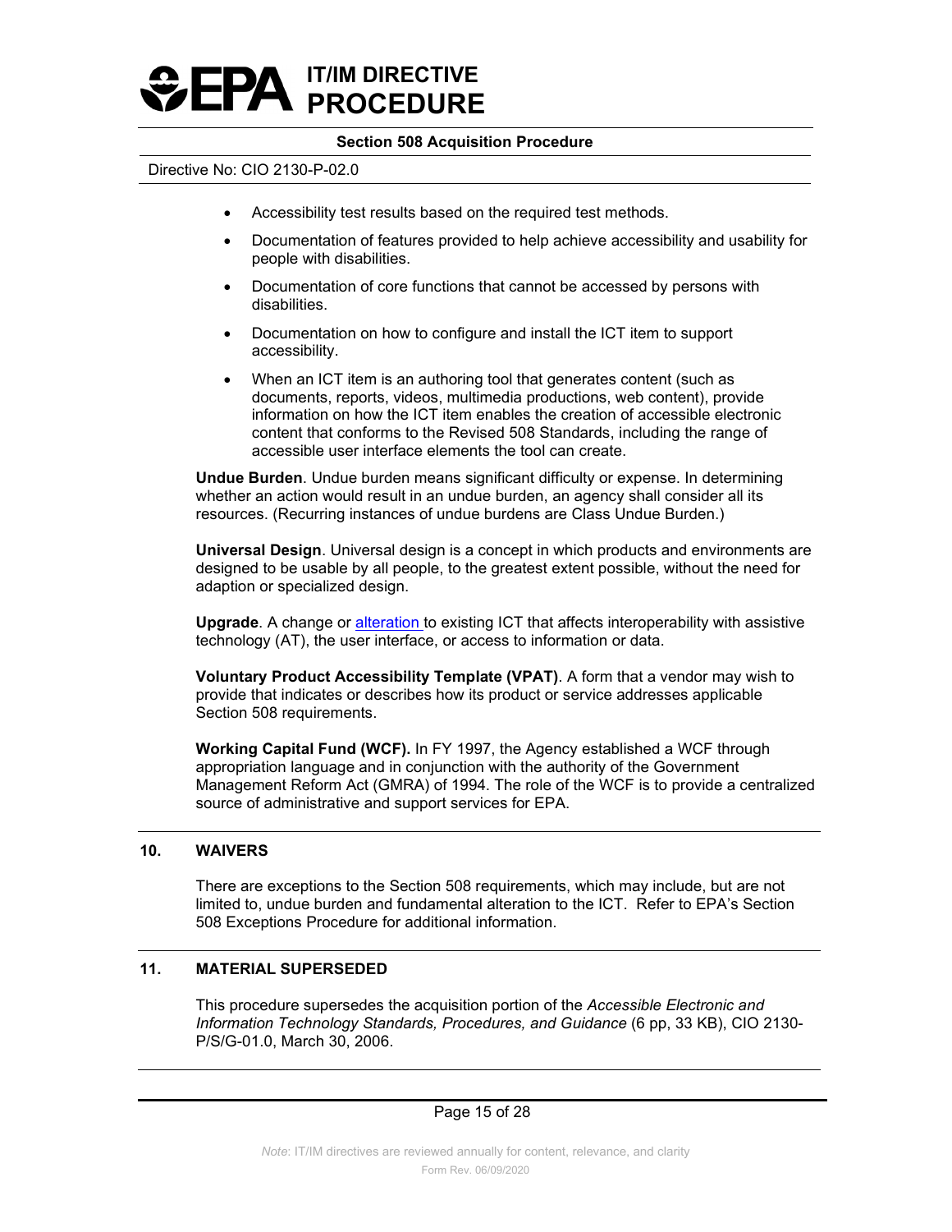- Accessibility test results based on the required test methods.
- Documentation of features provided to help achieve accessibility and usability for people with disabilities.
- Documentation of core functions that cannot be accessed by persons with disabilities.
- Documentation on how to configure and install the ICT item to support accessibility.
- When an ICT item is an authoring tool that generates content (such as documents, reports, videos, multimedia productions, web content), provide information on how the ICT item enables the creation of accessible electronic content that conforms to the Revised 508 Standards, including the range of accessible user interface elements the tool can create.

**Undue Burden**. Undue burden means significant difficulty or expense. In determining whether an action would result in an undue burden, an agency shall consider all its resources. (Recurring instances of undue burdens are Class Undue Burden.)

**Universal Design**. Universal design is a concept in which products and environments are designed to be usable by all people, to the greatest extent possible, without the need for adaption or specialized design.

**Upgrade**. A change or alteration to existing ICT that affects interoperability with assistive technology (AT), the user interface, or access to information or data.

**Voluntary Product Accessibility Template (VPAT)**. A form that a vendor may wish to provide that indicates or describes how its product or service addresses applicable Section 508 requirements.

**Working Capital Fund (WCF).** In FY 1997, the Agency established a WCF through appropriation language and in conjunction with the authority of the Government Management Reform Act (GMRA) of 1994. The role of the WCF is to provide a centralized source of administrative and support services for EPA.

## 10. WAIVERS

There are exceptions to the Section 508 requirements, which may include, but are not limited to, undue burden and fundamental alteration to the ICT. Refer to EPA's Section 508 Exceptions Procedure for additional information.

## 11. MATERIAL SUPERSEDED

This procedure supersedes the acquisition portion of the *Accessible Electronic and Information Technology Standards, Procedures, and Guidance* (6 pp, 33 KB), CIO 2130-P/S/G-01.0, March 30, 2006.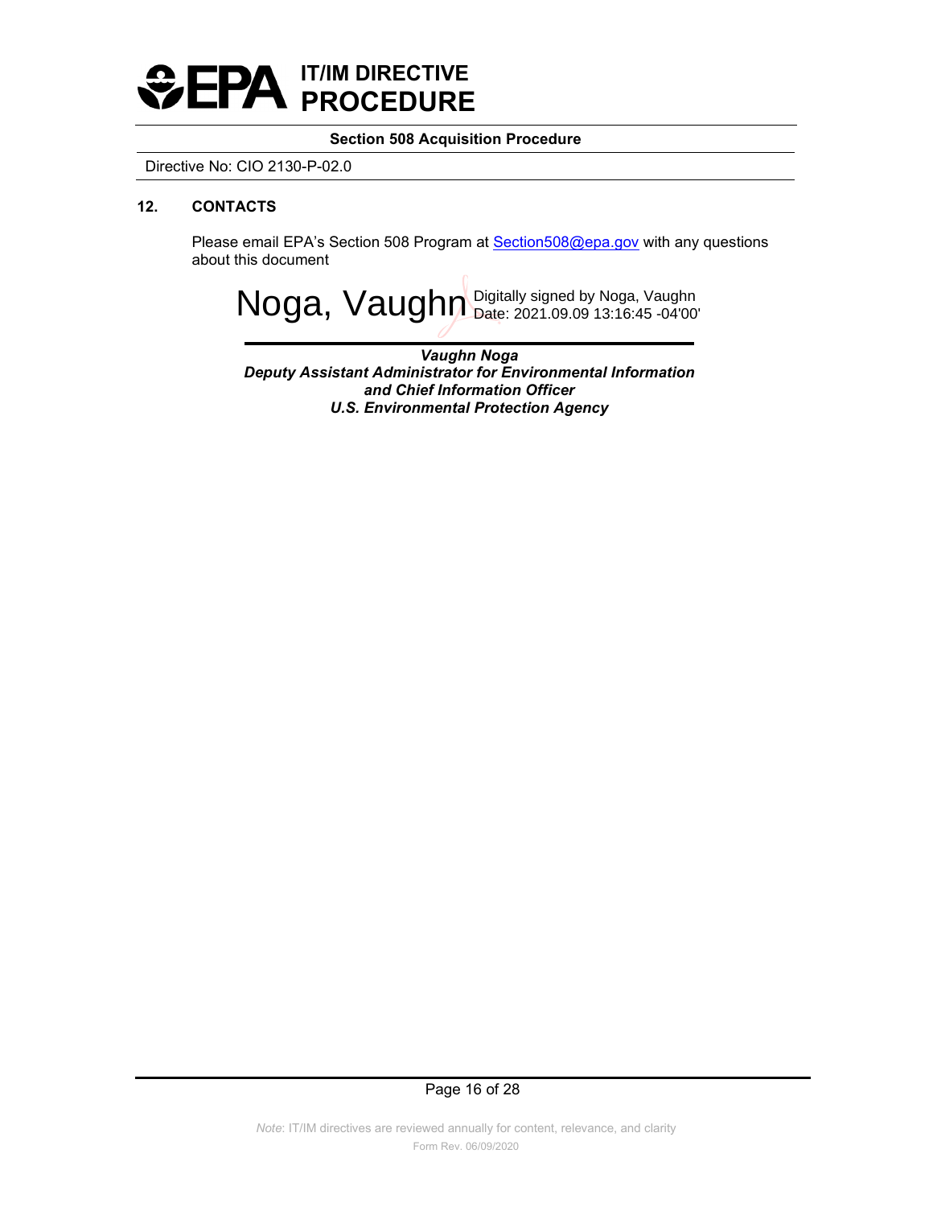## 12. CONTACTS

Please email EPA's Section 508 Program at [Section508@epa.gov](mailto:Section508@epa.gov) with any questions about this document

Noga, Vaughn Digitally signed by Noga, Vaughn Date: 2021.09.09 13:16:45 -04'00'

***Vaughn Noga***
***Deputy Assistant Administrator for Environmental Information and Chief Information Officer***
***U.S. Environmental Protection Agency***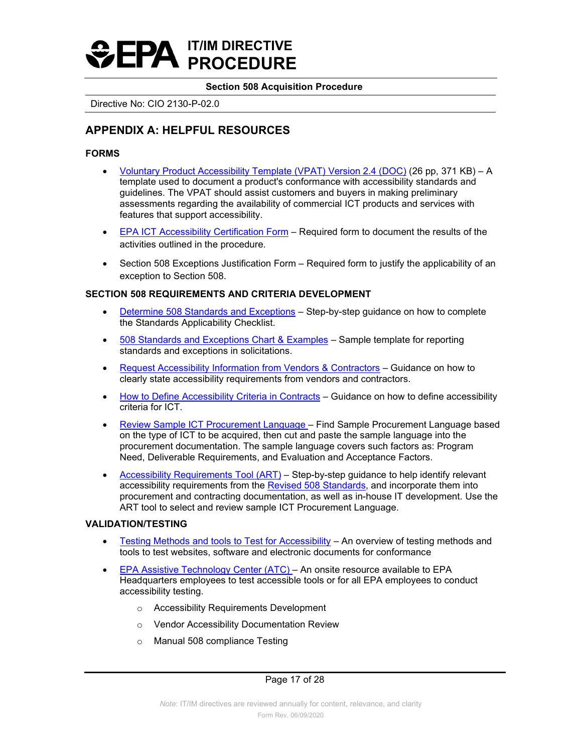## APPENDIX A: HELPFUL RESOURCES

### FORMS

- Voluntary Product Accessibility Template (VPAT) Version 2.4 (DOC) (26 pp, 371 KB) – A template used to document a product's conformance with accessibility standards and guidelines. The VPAT should assist customers and buyers in making preliminary assessments regarding the availability of commercial ICT products and services with features that support accessibility.
- EPA ICT Accessibility Certification Form – Required form to document the results of the activities outlined in the procedure.
- Section 508 Exceptions Justification Form – Required form to justify the applicability of an exception to Section 508.

### SECTION 508 REQUIREMENTS AND CRITERIA DEVELOPMENT

- Determine 508 Standards and Exceptions – Step-by-step guidance on how to complete the Standards Applicability Checklist.
- 508 Standards and Exceptions Chart & Examples – Sample template for reporting standards and exceptions in solicitations.
- Request Accessibility Information from Vendors & Contractors – Guidance on how to clearly state accessibility requirements from vendors and contractors.
- How to Define Accessibility Criteria in Contracts – Guidance on how to define accessibility criteria for ICT.
- Review Sample ICT Procurement Language – Find Sample Procurement Language based on the type of ICT to be acquired, then cut and paste the sample language into the procurement documentation. The sample language covers such factors as: Program Need, Deliverable Requirements, and Evaluation and Acceptance Factors.
- Accessibility Requirements Tool (ART) – Step-by-step guidance to help identify relevant accessibility requirements from the Revised 508 Standards, and incorporate them into procurement and contracting documentation, as well as in-house IT development. Use the ART tool to select and review sample ICT Procurement Language.

### VALIDATION/TESTING

- Testing Methods and tools to Test for Accessibility – An overview of testing methods and tools to test websites, software and electronic documents for conformance
- EPA Assistive Technology Center (ATC) – An onsite resource available to EPA Headquarters employees to test accessible tools or for all EPA employees to conduct accessibility testing.
  - Accessibility Requirements Development
  - Vendor Accessibility Documentation Review
  - Manual 508 compliance Testing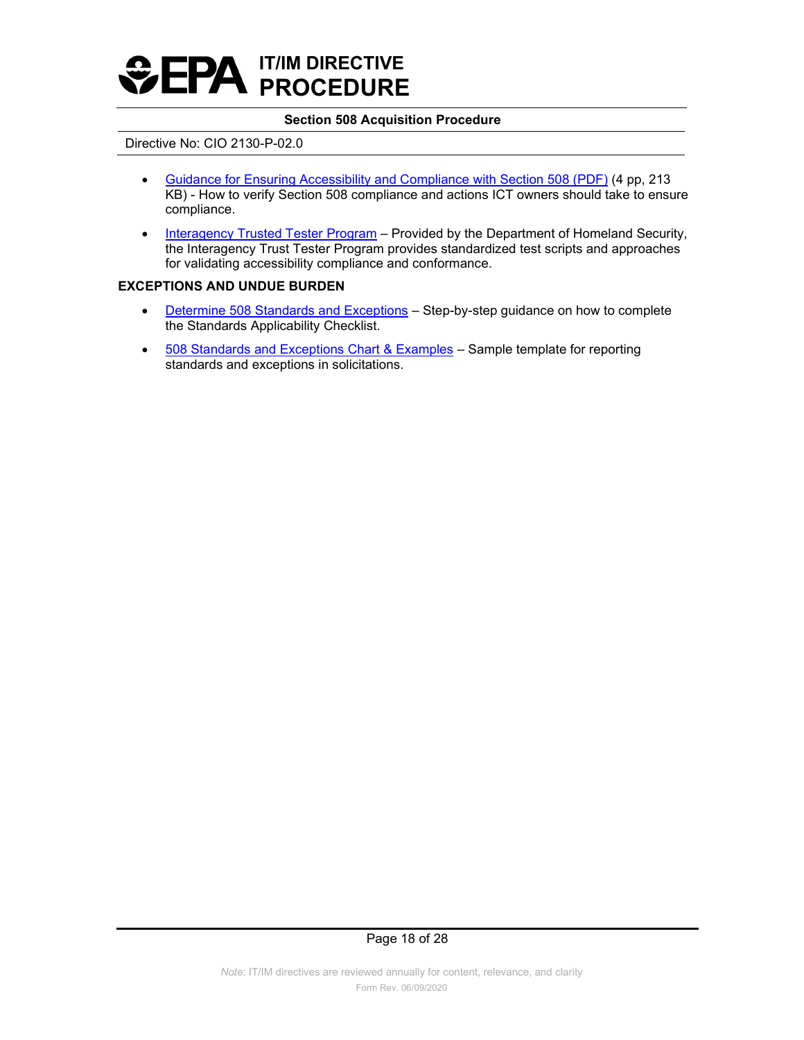- Guidance for Ensuring Accessibility and Compliance with Section 508 (PDF) (4 pp, 213 KB) - How to verify Section 508 compliance and actions ICT owners should take to ensure compliance.
- Interagency Trusted Tester Program – Provided by the Department of Homeland Security, the Interagency Trust Tester Program provides standardized test scripts and approaches for validating accessibility compliance and conformance.

**EXCEPTIONS AND UNDUE BURDEN**

- Determine 508 Standards and Exceptions – Step-by-step guidance on how to complete the Standards Applicability Checklist.
- 508 Standards and Exceptions Chart & Examples – Sample template for reporting standards and exceptions in solicitations.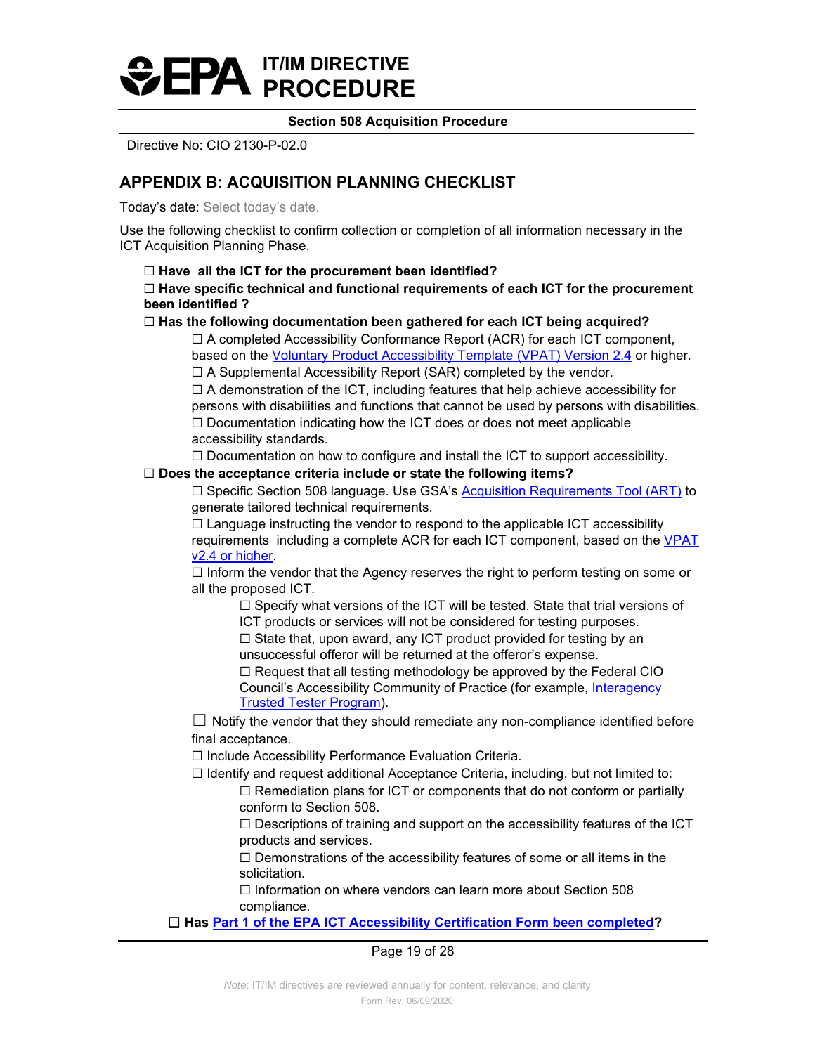## APPENDIX B: ACQUISITION PLANNING CHECKLIST

Today's date: Select today's date.

Use the following checklist to confirm collection or completion of all information necessary in the ICT Acquisition Planning Phase.

- ☐ **Have all the ICT for the procurement been identified?**
- ☐ **Have specific technical and functional requirements of each ICT for the procurement been identified ?**
- ☐ **Has the following documentation been gathered for each ICT being acquired?**
  - ☐ A completed Accessibility Conformance Report (ACR) for each ICT component, based on the Voluntary Product Accessibility Template (VPAT) Version 2.4 or higher.
  - ☐ A Supplemental Accessibility Report (SAR) completed by the vendor.
  - ☐ A demonstration of the ICT, including features that help achieve accessibility for persons with disabilities and functions that cannot be used by persons with disabilities.
  - ☐ Documentation indicating how the ICT does or does not meet applicable accessibility standards.
  - ☐ Documentation on how to configure and install the ICT to support accessibility.
- ☐ **Does the acceptance criteria include or state the following items?**
  - ☐ Specific Section 508 language. Use GSA's Acquisition Requirements Tool (ART) to generate tailored technical requirements.
  - ☐ Language instructing the vendor to respond to the applicable ICT accessibility requirements including a complete ACR for each ICT component, based on the VPAT v2.4 or higher.
  - ☐ Inform the vendor that the Agency reserves the right to perform testing on some or all the proposed ICT.
    - ☐ Specify what versions of the ICT will be tested. State that trial versions of ICT products or services will not be considered for testing purposes.
    - ☐ State that, upon award, any ICT product provided for testing by an unsuccessful offeror will be returned at the offeror's expense.
    - ☐ Request that all testing methodology be approved by the Federal CIO Council's Accessibility Community of Practice (for example, Interagency Trusted Tester Program).
  - ☐ Notify the vendor that they should remediate any non-compliance identified before final acceptance.
  - ☐ Include Accessibility Performance Evaluation Criteria.
  - ☐ Identify and request additional Acceptance Criteria, including, but not limited to:
    - ☐ Remediation plans for ICT or components that do not conform or partially conform to Section 508.
    - ☐ Descriptions of training and support on the accessibility features of the ICT products and services.
    - ☐ Demonstrations of the accessibility features of some or all items in the solicitation.
    - ☐ Information on where vendors can learn more about Section 508 compliance.
- ☐ **Has Part 1 of the EPA ICT Accessibility Certification Form been completed?**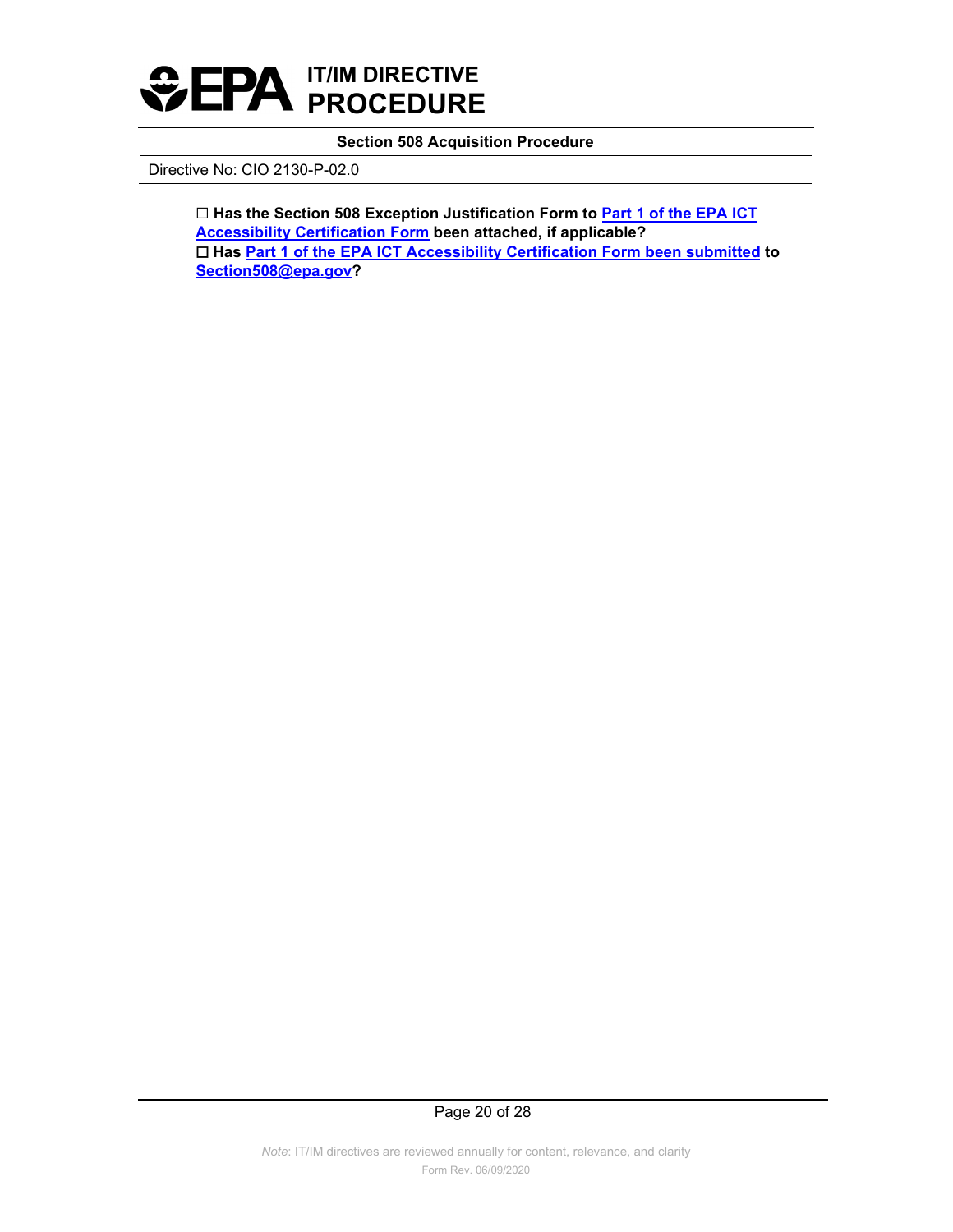☐ **Has the Section 508 Exception Justification Form to Part 1 of the EPA ICT Accessibility Certification Form been attached, if applicable?**

☐ **Has Part 1 of the EPA ICT Accessibility Certification Form been submitted to Section508@epa.gov?**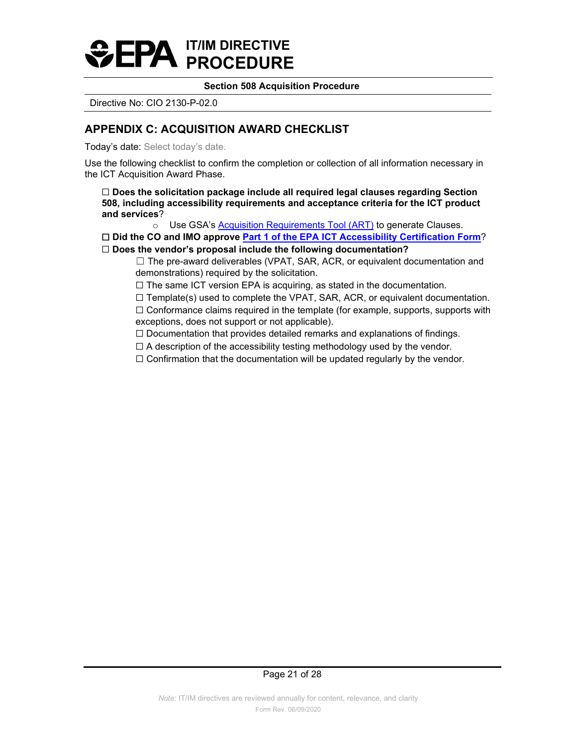## APPENDIX C: ACQUISITION AWARD CHECKLIST

Today's date: Select today's date.

Use the following checklist to confirm the completion or collection of all information necessary in the ICT Acquisition Award Phase.

☐ **Does the solicitation package include all required legal clauses regarding Section 508, including accessibility requirements and acceptance criteria for the ICT product and services**?

- Use GSA's [Acquisition Requirements Tool (ART)]() to generate Clauses.

☐ **Did the CO and IMO approve [Part 1 of the EPA ICT Accessibility Certification Form]()**?

☐ **Does the vendor's proposal include the following documentation?**

☐ The pre-award deliverables (VPAT, SAR, ACR, or equivalent documentation and demonstrations) required by the solicitation.

☐ The same ICT version EPA is acquiring, as stated in the documentation.

☐ Template(s) used to complete the VPAT, SAR, ACR, or equivalent documentation.

☐ Conformance claims required in the template (for example, supports, supports with exceptions, does not support or not applicable).

☐ Documentation that provides detailed remarks and explanations of findings.

☐ A description of the accessibility testing methodology used by the vendor.

☐ Confirmation that the documentation will be updated regularly by the vendor.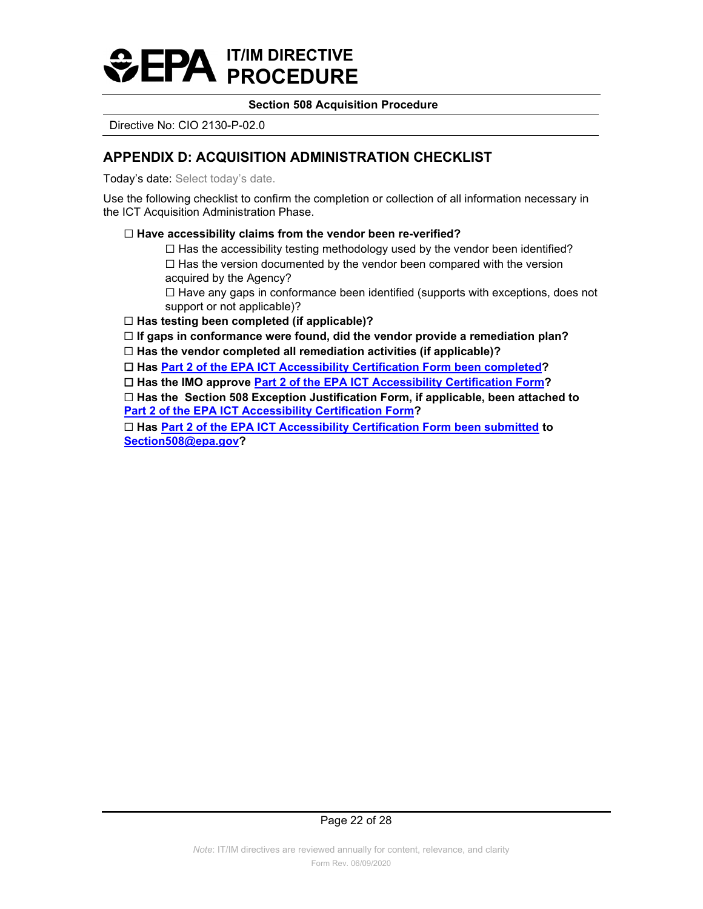## APPENDIX D: ACQUISITION ADMINISTRATION CHECKLIST

Today's date: Select today's date.

Use the following checklist to confirm the completion or collection of all information necessary in the ICT Acquisition Administration Phase.

- ☐ **Have accessibility claims from the vendor been re-verified?**
  - ☐ Has the accessibility testing methodology used by the vendor been identified?
  - ☐ Has the version documented by the vendor been compared with the version acquired by the Agency?
  - ☐ Have any gaps in conformance been identified (supports with exceptions, does not support or not applicable)?
- ☐ **Has testing been completed (if applicable)?**
- ☐ **If gaps in conformance were found, did the vendor provide a remediation plan?**
- ☐ **Has the vendor completed all remediation activities (if applicable)?**
- ☐ **Has Part 2 of the EPA ICT Accessibility Certification Form been completed?**
- ☐ **Has the IMO approve Part 2 of the EPA ICT Accessibility Certification Form?**
- ☐ **Has the Section 508 Exception Justification Form, if applicable, been attached to Part 2 of the EPA ICT Accessibility Certification Form?**
- ☐ **Has Part 2 of the EPA ICT Accessibility Certification Form been submitted to Section508@epa.gov?**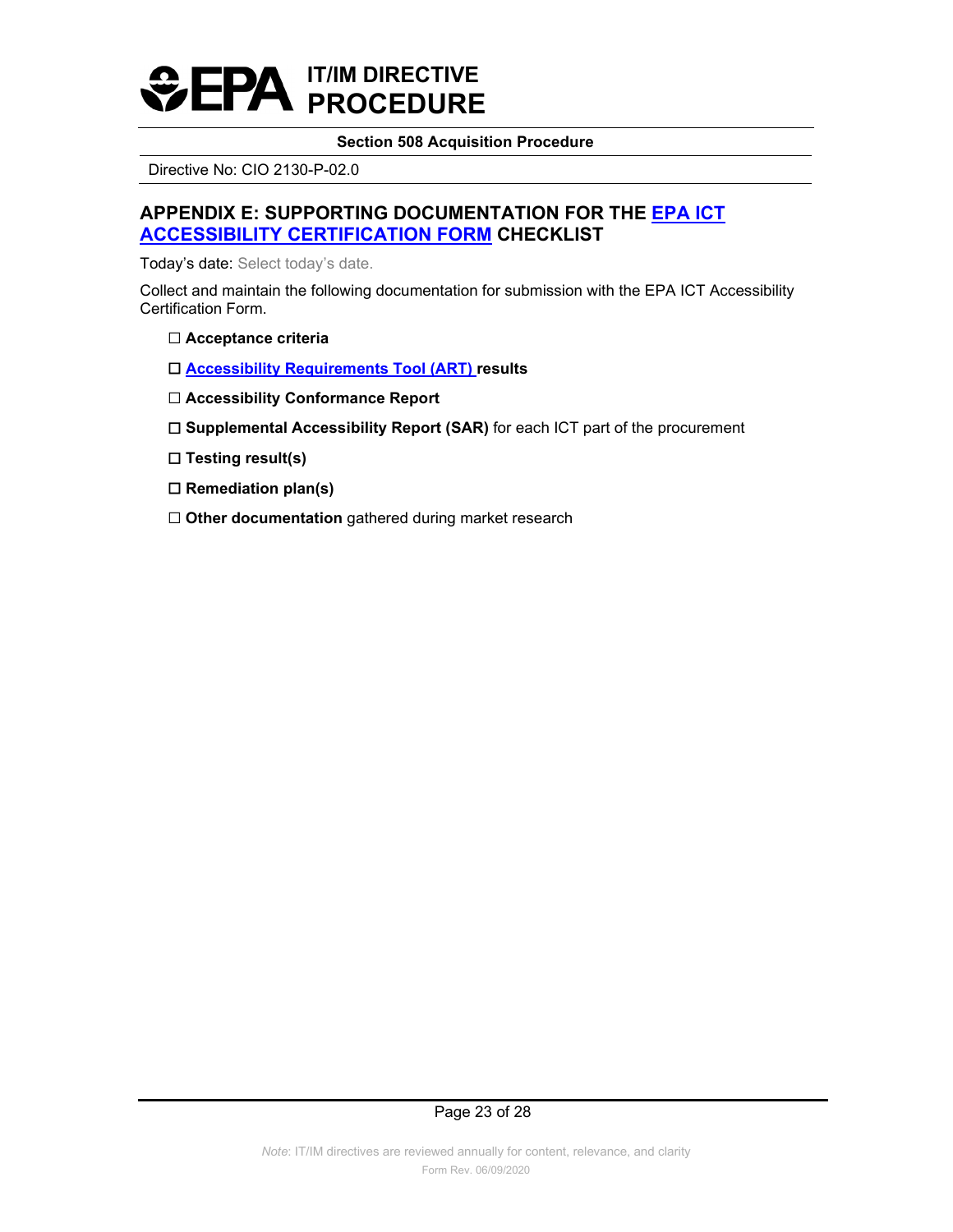## APPENDIX E: SUPPORTING DOCUMENTATION FOR THE EPA ICT ACCESSIBILITY CERTIFICATION FORM CHECKLIST

Today's date: Select today's date.

Collect and maintain the following documentation for submission with the EPA ICT Accessibility Certification Form.

- ☐ **Acceptance criteria**
- ☐ **Accessibility Requirements Tool (ART) results**
- ☐ **Accessibility Conformance Report**
- ☐ **Supplemental Accessibility Report (SAR)** for each ICT part of the procurement
- ☐ **Testing result(s)**
- ☐ **Remediation plan(s)**
- ☐ **Other documentation** gathered during market research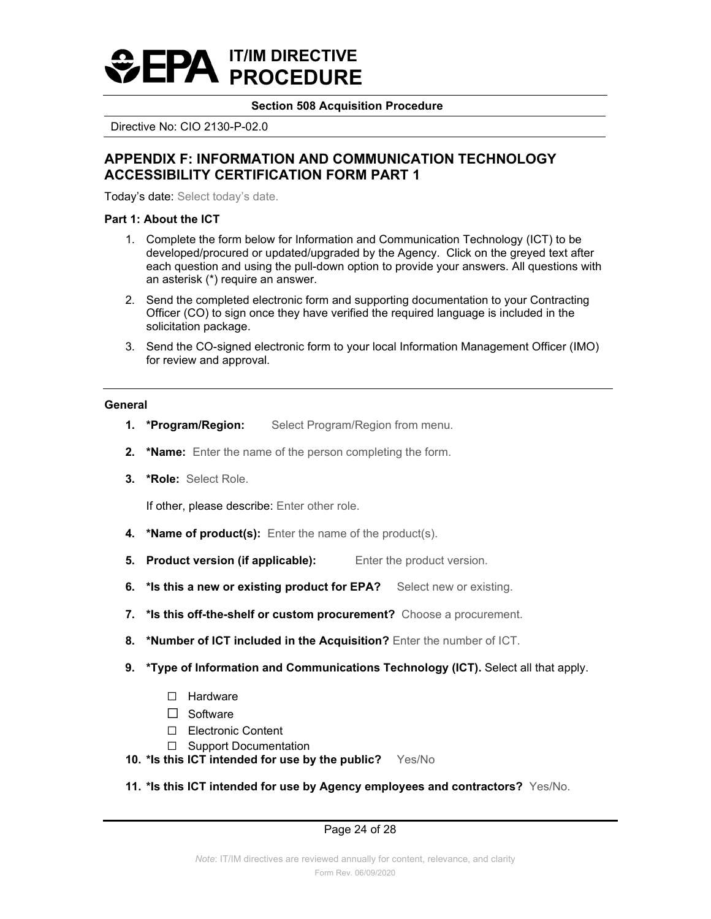# APPENDIX F: INFORMATION AND COMMUNICATION TECHNOLOGY ACCESSIBILITY CERTIFICATION FORM PART 1

Today's date: Select today's date.

**Part 1: About the ICT**

1. Complete the form below for Information and Communication Technology (ICT) to be developed/procured or updated/upgraded by the Agency. Click on the greyed text after each question and using the pull-down option to provide your answers. All questions with an asterisk (*) require an answer.
2. Send the completed electronic form and supporting documentation to your Contracting Officer (CO) to sign once they have verified the required language is included in the solicitation package.
3. Send the CO-signed electronic form to your local Information Management Officer (IMO) for review and approval.

---

**General**

1. ***Program/Region:** Select Program/Region from menu.
2. ***Name:** Enter the name of the person completing the form.
3. ***Role:** Select Role.

   If other, please describe: Enter other role.
4. ***Name of product(s):** Enter the name of the product(s).
5. **Product version (if applicable):** Enter the product version.
6. ***Is this a new or existing product for EPA?** Select new or existing.
7. ***Is this off-the-shelf or custom procurement?** Choose a procurement.
8. ***Number of ICT included in the Acquisition?** Enter the number of ICT.
9. ***Type of Information and Communications Technology (ICT).** Select all that apply.
   - ☐ Hardware
   - ☐ Software
   - ☐ Electronic Content
   - ☐ Support Documentation
10. ***Is this ICT intended for use by the public?** Yes/No
11. ***Is this ICT intended for use by Agency employees and contractors?** Yes/No.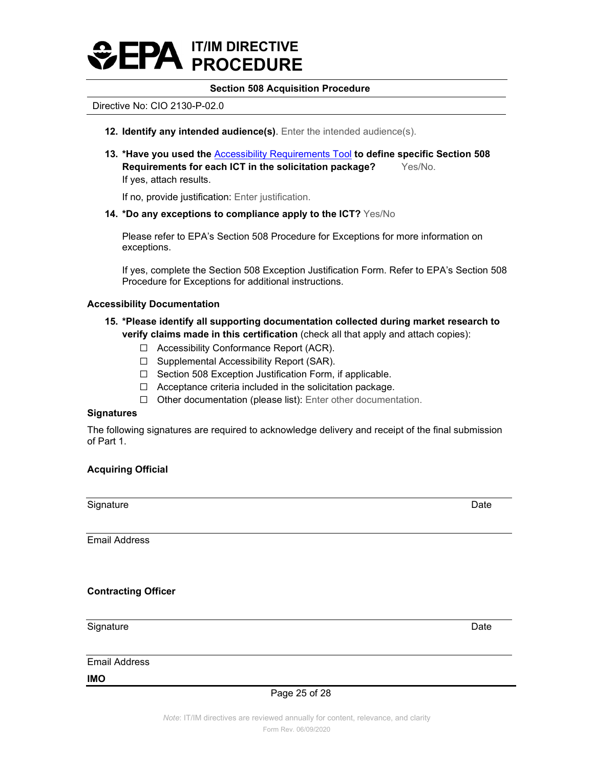12. **Identify any intended audience(s)**. Enter the intended audience(s).

13. **\*Have you used the Accessibility Requirements Tool to define specific Section 508 Requirements for each ICT in the solicitation package?** Yes/No.
    If yes, attach results.

    If no, provide justification: Enter justification.

14. **\*Do any exceptions to compliance apply to the ICT?** Yes/No

    Please refer to EPA's Section 508 Procedure for Exceptions for more information on exceptions.

    If yes, complete the Section 508 Exception Justification Form. Refer to EPA's Section 508 Procedure for Exceptions for additional instructions.

**Accessibility Documentation**

15. **\*Please identify all supporting documentation collected during market research to verify claims made in this certification** (check all that apply and attach copies):
    - ☐ Accessibility Conformance Report (ACR).
    - ☐ Supplemental Accessibility Report (SAR).
    - ☐ Section 508 Exception Justification Form, if applicable.
    - ☐ Acceptance criteria included in the solicitation package.
    - ☐ Other documentation (please list): Enter other documentation.

**Signatures**

The following signatures are required to acknowledge delivery and receipt of the final submission of Part 1.

**Acquiring Official**

______________________________________________________

Signature                                                                                                   Date

______________________________________________________

Email Address

**Contracting Officer**

______________________________________________________

Signature                                                                                                   Date

______________________________________________________

Email Address

**IMO**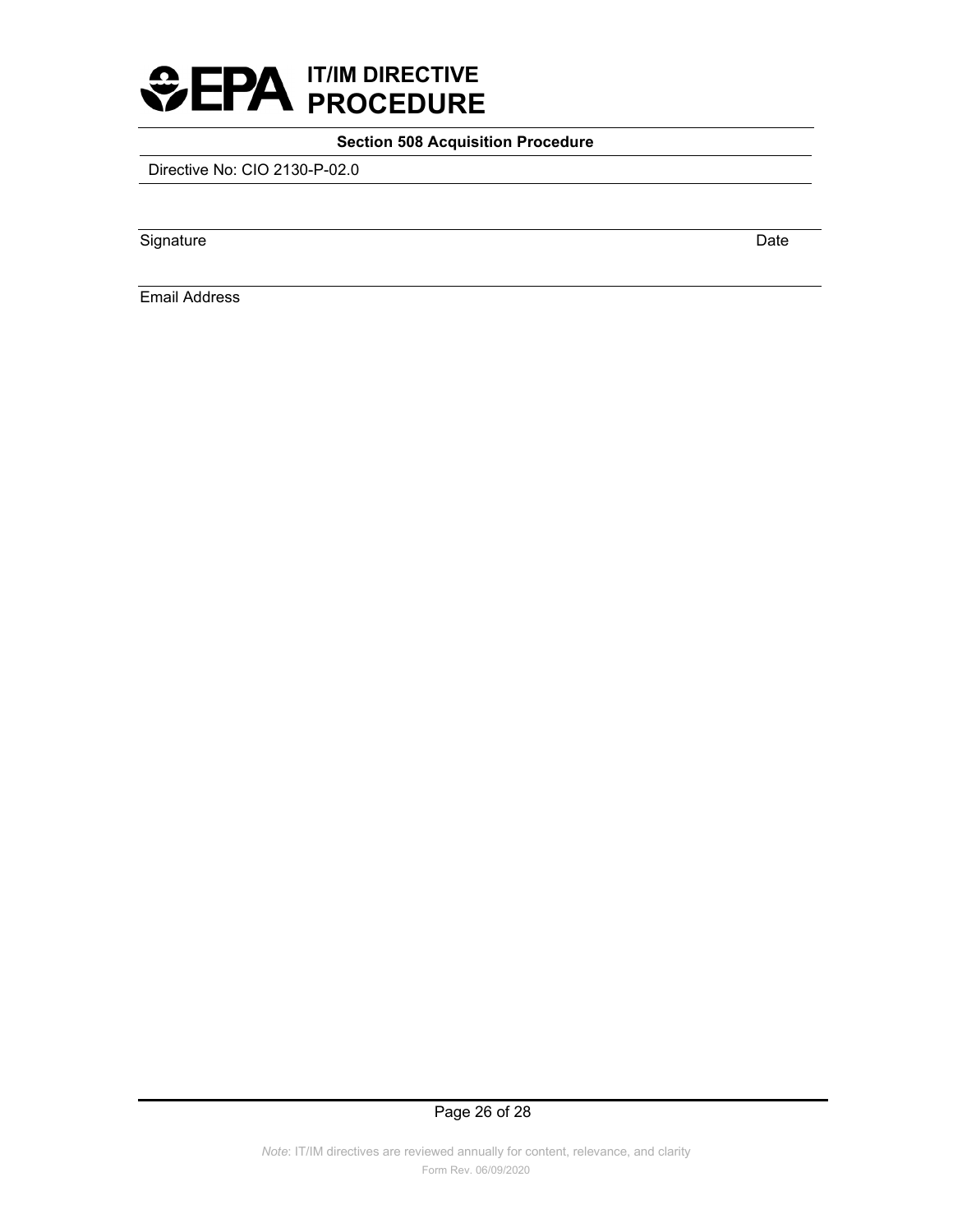Signature Date

Email Address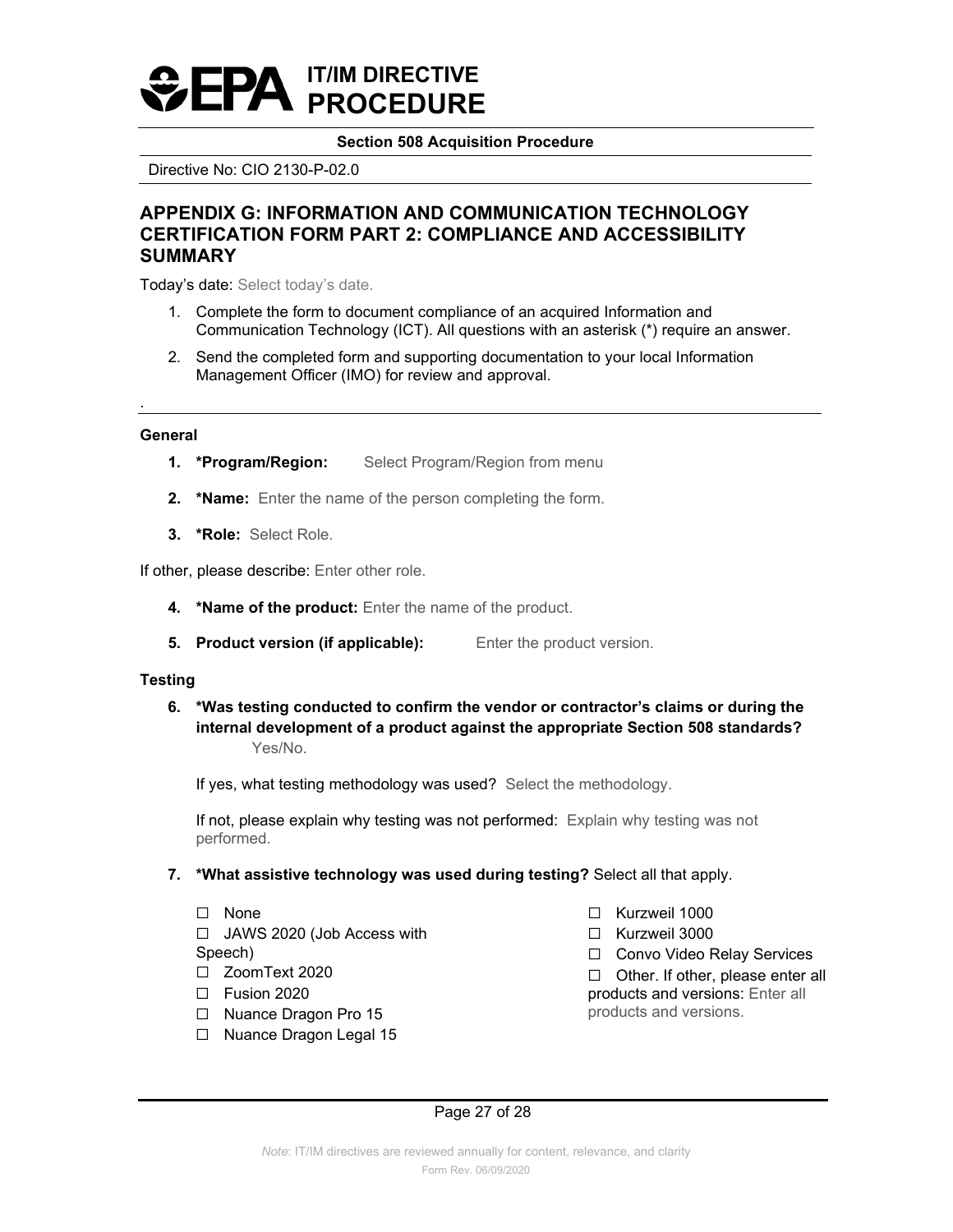## APPENDIX G: INFORMATION AND COMMUNICATION TECHNOLOGY CERTIFICATION FORM PART 2: COMPLIANCE AND ACCESSIBILITY SUMMARY

Today's date: Select today's date.

1. Complete the form to document compliance of an acquired Information and Communication Technology (ICT). All questions with an asterisk (*) require an answer.
2. Send the completed form and supporting documentation to your local Information Management Officer (IMO) for review and approval.

.

---

### General

1. **\*Program/Region:** Select Program/Region from menu
2. **\*Name:** Enter the name of the person completing the form.
3. **\*Role:** Select Role.

If other, please describe: Enter other role.

4. **\*Name of the product:** Enter the name of the product.
5. **Product version (if applicable):** Enter the product version.

### Testing

6. **\*Was testing conducted to confirm the vendor or contractor's claims or during the internal development of a product against the appropriate Section 508 standards?** Yes/No.

   If yes, what testing methodology was used? Select the methodology.

   If not, please explain why testing was not performed: Explain why testing was not performed.

7. **\*What assistive technology was used during testing?** Select all that apply.

   - ☐ None
   - ☐ JAWS 2020 (Job Access with Speech)
   - ☐ ZoomText 2020
   - ☐ Fusion 2020
   - ☐ Nuance Dragon Pro 15
   - ☐ Nuance Dragon Legal 15
   - ☐ Kurzweil 1000
   - ☐ Kurzweil 3000
   - ☐ Convo Video Relay Services
   - ☐ Other. If other, please enter all products and versions: Enter all products and versions.

*Note*: IT/IM directives are reviewed annually for content, relevance, and clarity

Form Rev. 06/09/2020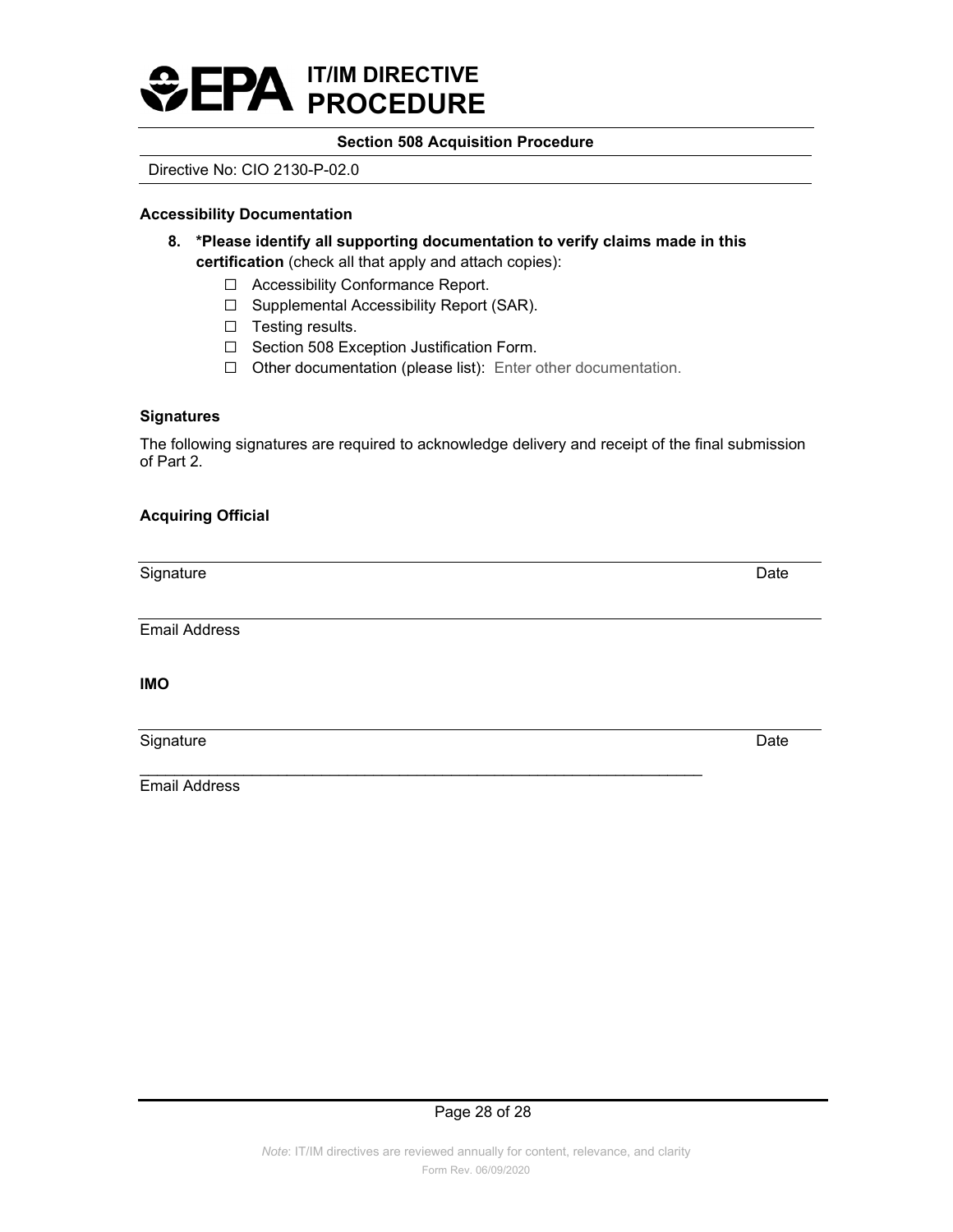**Accessibility Documentation**

8. **\*Please identify all supporting documentation to verify claims made in this certification** (check all that apply and attach copies):
   - ☐ Accessibility Conformance Report.
   - ☐ Supplemental Accessibility Report (SAR).
   - ☐ Testing results.
   - ☐ Section 508 Exception Justification Form.
   - ☐ Other documentation (please list): Enter other documentation.

**Signatures**

The following signatures are required to acknowledge delivery and receipt of the final submission of Part 2.

**Acquiring Official**

______________________________________________________________________

Signature Date

______________________________________________________________________

Email Address

**IMO**

______________________________________________________________________

Signature Date

______________________________________________________________________

Email Address